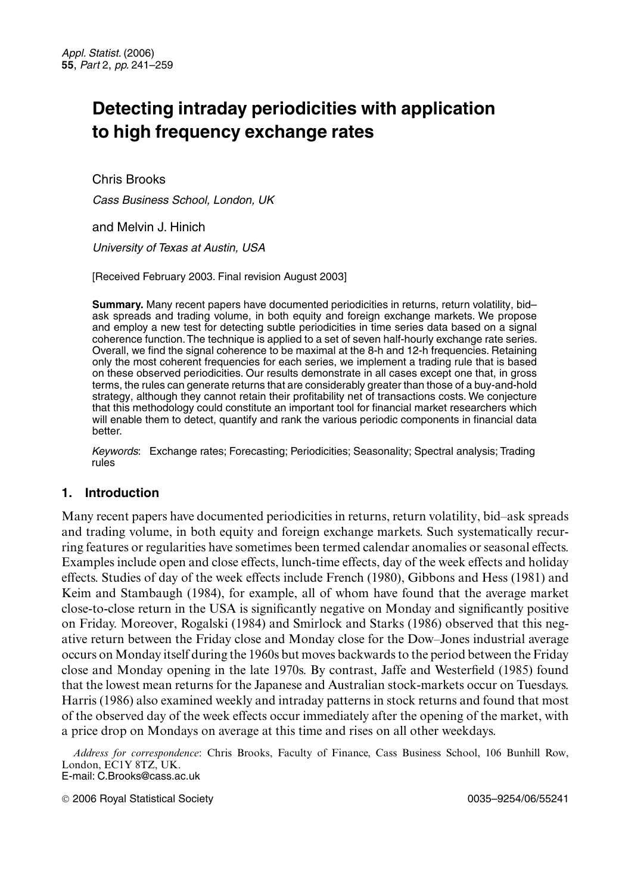# Detecting intraday periodicities with application to high frequency exchange rates

Chris Brooks

*Cass Business School, London, UK*

and Melvin J. Hinich

*University of Texas at Austin, USA*

[Received February 2003. Final revision August 2003]

**Summary.** Many recent papers have documented periodicities in returns, return volatility, bid–ask spreads and trading volume, in both equity and foreign exchange markets. We propose and employ a new test for detecting subtle periodicities in time series data based on a signal coherence function. The technique is applied to a set of seven half-hourly exchange rate series. Overall, we find the signal coherence to be maximal at the 8-h and 12-h frequencies. Retaining only the most coherent frequencies for each series, we implement a trading rule that is based on these observed periodicities. Our results demonstrate in all cases except one that, in gross terms, the rules can generate returns that are considerably greater than those of a buy-and-hold strategy, although they cannot retain their profitability net of transactions costs. We conjecture that this methodology could constitute an important tool for financial market researchers which will enable them to detect, quantify and rank the various periodic components in financial data better.

*Keywords*: Exchange rates; Forecasting; Periodicities; Seasonality; Spectral analysis; Trading rules

## 1. Introduction

Many recent papers have documented periodicities in returns, return volatility, bid–ask spreads and trading volume, in both equity and foreign exchange markets. Such systematically recurring features or regularities have sometimes been termed calendar anomalies or seasonal effects. Examples include open and close effects, lunch-time effects, day of the week effects and holiday effects. Studies of day of the week effects include French (1980), Gibbons and Hess (1981) and Keim and Stambaugh (1984), for example, all of whom have found that the average market close-to-close return in the USA is significantly negative on Monday and significantly positive on Friday. Moreover, Rogalski (1984) and Smirlock and Starks (1986) observed that this negative return between the Friday close and Monday close for the Dow–Jones industrial average occurs on Monday itself during the 1960s but moves backwards to the period between the Friday close and Monday opening in the late 1970s. By contrast, Jaffe and Westerfield (1985) found that the lowest mean returns for the Japanese and Australian stock-markets occur on Tuesdays. Harris (1986) also examined weekly and intraday patterns in stock returns and found that most of the observed day of the week effects occur immediately after the opening of the market, with a price drop on Mondays on average at this time and rises on all other weekdays.

*Address for correspondence*: Chris Brooks, Faculty of Finance, Cass Business School, 106 Bunhill Row, London, EC1Y 8TZ, UK.
E-mail: C.Brooks@cass.ac.uk

© 2006 Royal Statistical Society 0035–9254/06/55241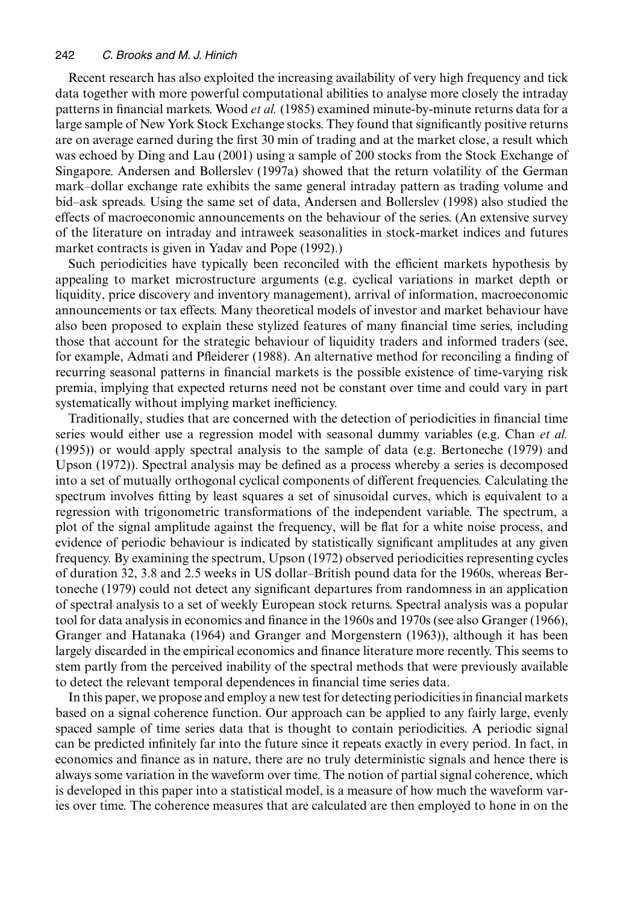Recent research has also exploited the increasing availability of very high frequency and tick data together with more powerful computational abilities to analyse more closely the intraday patterns in financial markets. Wood *et al.* (1985) examined minute-by-minute returns data for a large sample of New York Stock Exchange stocks. They found that significantly positive returns are on average earned during the first 30 min of trading and at the market close, a result which was echoed by Ding and Lau (2001) using a sample of 200 stocks from the Stock Exchange of Singapore. Andersen and Bollerslev (1997a) showed that the return volatility of the German mark–dollar exchange rate exhibits the same general intraday pattern as trading volume and bid–ask spreads. Using the same set of data, Andersen and Bollerslev (1998) also studied the effects of macroeconomic announcements on the behaviour of the series. (An extensive survey of the literature on intraday and intraweek seasonalities in stock-market indices and futures market contracts is given in Yadav and Pope (1992).)

Such periodicities have typically been reconciled with the efficient markets hypothesis by appealing to market microstructure arguments (e.g. cyclical variations in market depth or liquidity, price discovery and inventory management), arrival of information, macroeconomic announcements or tax effects. Many theoretical models of investor and market behaviour have also been proposed to explain these stylized features of many financial time series, including those that account for the strategic behaviour of liquidity traders and informed traders (see, for example, Admati and Pfleiderer (1988). An alternative method for reconciling a finding of recurring seasonal patterns in financial markets is the possible existence of time-varying risk premia, implying that expected returns need not be constant over time and could vary in part systematically without implying market inefficiency.

Traditionally, studies that are concerned with the detection of periodicities in financial time series would either use a regression model with seasonal dummy variables (e.g. Chan *et al.* (1995)) or would apply spectral analysis to the sample of data (e.g. Bertoneche (1979) and Upson (1972)). Spectral analysis may be defined as a process whereby a series is decomposed into a set of mutually orthogonal cyclical components of different frequencies. Calculating the spectrum involves fitting by least squares a set of sinusoidal curves, which is equivalent to a regression with trigonometric transformations of the independent variable. The spectrum, a plot of the signal amplitude against the frequency, will be flat for a white noise process, and evidence of periodic behaviour is indicated by statistically significant amplitudes at any given frequency. By examining the spectrum, Upson (1972) observed periodicities representing cycles of duration 32, 3.8 and 2.5 weeks in US dollar–British pound data for the 1960s, whereas Bertoneche (1979) could not detect any significant departures from randomness in an application of spectral analysis to a set of weekly European stock returns. Spectral analysis was a popular tool for data analysis in economics and finance in the 1960s and 1970s (see also Granger (1966), Granger and Hatanaka (1964) and Granger and Morgenstern (1963)), although it has been largely discarded in the empirical economics and finance literature more recently. This seems to stem partly from the perceived inability of the spectral methods that were previously available to detect the relevant temporal dependences in financial time series data.

In this paper, we propose and employ a new test for detecting periodicities in financial markets based on a signal coherence function. Our approach can be applied to any fairly large, evenly spaced sample of time series data that is thought to contain periodicities. A periodic signal can be predicted infinitely far into the future since it repeats exactly in every period. In fact, in economics and finance as in nature, there are no truly deterministic signals and hence there is always some variation in the waveform over time. The notion of partial signal coherence, which is developed in this paper into a statistical model, is a measure of how much the waveform varies over time. The coherence measures that are calculated are then employed to hone in on the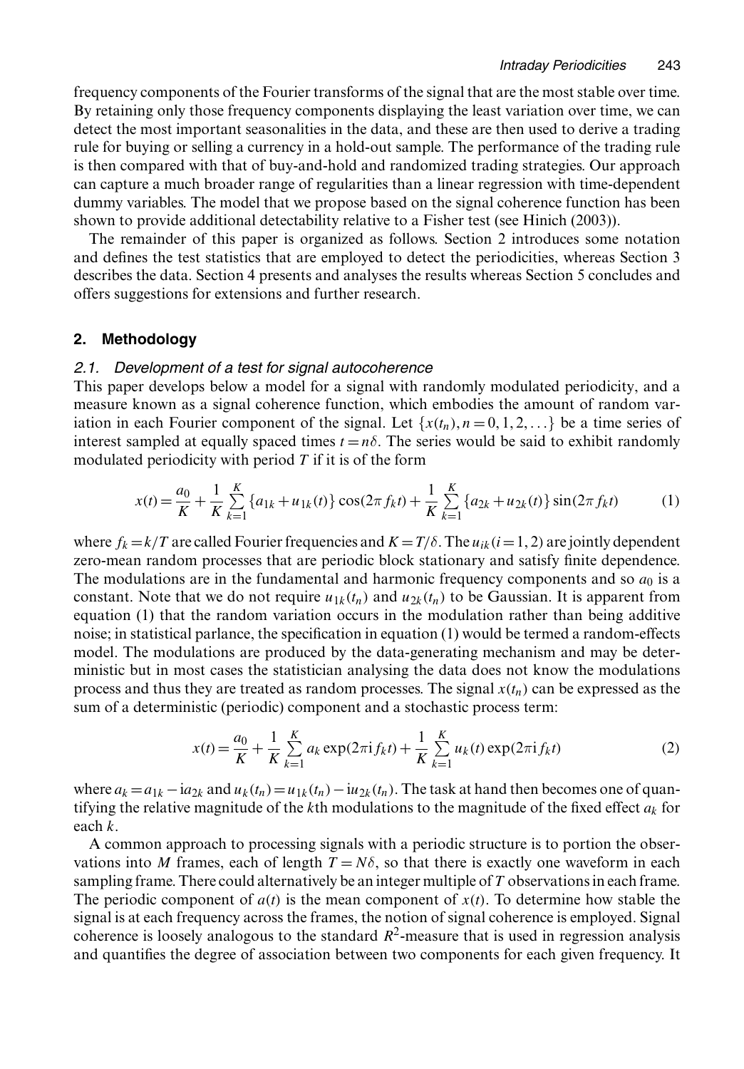frequency components of the Fourier transforms of the signal that are the most stable over time. By retaining only those frequency components displaying the least variation over time, we can detect the most important seasonalities in the data, and these are then used to derive a trading rule for buying or selling a currency in a hold-out sample. The performance of the trading rule is then compared with that of buy-and-hold and randomized trading strategies. Our approach can capture a much broader range of regularities than a linear regression with time-dependent dummy variables. The model that we propose based on the signal coherence function has been shown to provide additional detectability relative to a Fisher test (see Hinich (2003)).

The remainder of this paper is organized as follows. Section 2 introduces some notation and defines the test statistics that are employed to detect the periodicities, whereas Section 3 describes the data. Section 4 presents and analyses the results whereas Section 5 concludes and offers suggestions for extensions and further research.

## 2. Methodology

### 2.1. *Development of a test for signal autocoherence*

This paper develops below a model for a signal with randomly modulated periodicity, and a measure known as a signal coherence function, which embodies the amount of random variation in each Fourier component of the signal. Let $\{x(t_n), n=0, 1, 2, \ldots\}$ be a time series of interest sampled at equally spaced times $t=n\delta$. The series would be said to exhibit randomly modulated periodicity with period $T$ if it is of the form

$$x(t) = \frac{a_0}{K} + \frac{1}{K}\sum_{k=1}^{K}\{a_{1k}+u_{1k}(t)\}\cos(2\pi f_k t) + \frac{1}{K}\sum_{k=1}^{K}\{a_{2k}+u_{2k}(t)\}\sin(2\pi f_k t) \tag{1}$$

where $f_k = k/T$ are called Fourier frequencies and $K = T/\delta$. The $u_{ik}$ $(i=1, 2)$ are jointly dependent zero-mean random processes that are periodic block stationary and satisfy finite dependence. The modulations are in the fundamental and harmonic frequency components and so $a_0$ is a constant. Note that we do not require $u_{1k}(t_n)$ and $u_{2k}(t_n)$ to be Gaussian. It is apparent from equation (1) that the random variation occurs in the modulation rather than being additive noise; in statistical parlance, the specification in equation (1) would be termed a random-effects model. The modulations are produced by the data-generating mechanism and may be deterministic but in most cases the statistician analysing the data does not know the modulations process and thus they are treated as random processes. The signal $x(t_n)$ can be expressed as the sum of a deterministic (periodic) component and a stochastic process term:

$$x(t) = \frac{a_0}{K} + \frac{1}{K}\sum_{k=1}^{K} a_k \exp(2\pi i f_k t) + \frac{1}{K}\sum_{k=1}^{K} u_k(t)\exp(2\pi i f_k t) \tag{2}$$

where $a_k = a_{1k} - i a_{2k}$ and $u_k(t_n) = u_{1k}(t_n) - i u_{2k}(t_n)$. The task at hand then becomes one of quantifying the relative magnitude of the $k$th modulations to the magnitude of the fixed effect $a_k$ for each $k$.

A common approach to processing signals with a periodic structure is to portion the observations into $M$ frames, each of length $T = N\delta$, so that there is exactly one waveform in each sampling frame. There could alternatively be an integer multiple of $T$ observations in each frame. The periodic component of $a(t)$ is the mean component of $x(t)$. To determine how stable the signal is at each frequency across the frames, the notion of signal coherence is employed. Signal coherence is loosely analogous to the standard $R^2$-measure that is used in regression analysis and quantifies the degree of association between two components for each given frequency. It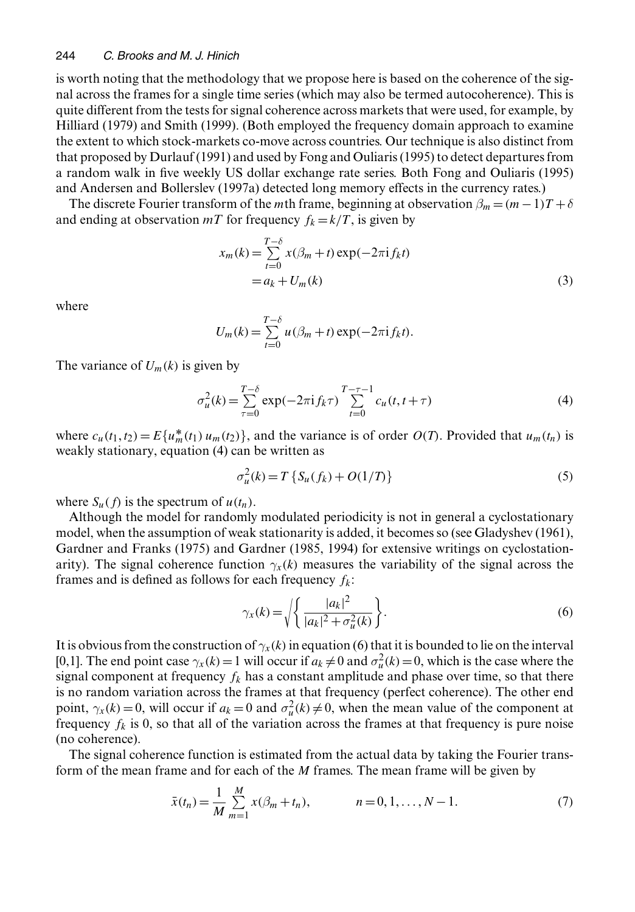is worth noting that the methodology that we propose here is based on the coherence of the signal across the frames for a single time series (which may also be termed autocoherence). This is quite different from the tests for signal coherence across markets that were used, for example, by Hilliard (1979) and Smith (1999). (Both employed the frequency domain approach to examine the extent to which stock-markets co-move across countries. Our technique is also distinct from that proposed by Durlauf (1991) and used by Fong and Ouliaris (1995) to detect departures from a random walk in five weekly US dollar exchange rate series. Both Fong and Ouliaris (1995) and Andersen and Bollerslev (1997a) detected long memory effects in the currency rates.)

The discrete Fourier transform of the $m$th frame, beginning at observation $\beta_m = (m-1)T + \delta$ and ending at observation $mT$ for frequency $f_k = k/T$, is given by

$$x_m(k) = \sum_{t=0}^{T-\delta} x(\beta_m + t) \exp(-2\pi \mathrm{i} f_k t)$$
$$= a_k + U_m(k) \tag{3}$$

where

$$U_m(k) = \sum_{t=0}^{T-\delta} u(\beta_m + t) \exp(-2\pi \mathrm{i} f_k t).$$

The variance of $U_m(k)$ is given by

$$\sigma_u^2(k) = \sum_{\tau=0}^{T-\delta} \exp(-2\pi \mathrm{i} f_k \tau) \sum_{t=0}^{T-\tau-1} c_u(t, t+\tau) \tag{4}$$

where $c_u(t_1, t_2) = E\{u_m^*(t_1)\, u_m(t_2)\}$, and the variance is of order $O(T)$. Provided that $u_m(t_n)$ is weakly stationary, equation (4) can be written as

$$\sigma_u^2(k) = T\,\{S_u(f_k) + O(1/T)\} \tag{5}$$

where $S_u(f)$ is the spectrum of $u(t_n)$.

Although the model for randomly modulated periodicity is not in general a cyclostationary model, when the assumption of weak stationarity is added, it becomes so (see Gladyshev (1961), Gardner and Franks (1975) and Gardner (1985, 1994) for extensive writings on cyclostationarity). The signal coherence function $\gamma_x(k)$ measures the variability of the signal across the frames and is defined as follows for each frequency $f_k$:

$$\gamma_x(k) = \sqrt{\left\{ \frac{|a_k|^2}{|a_k|^2 + \sigma_u^2(k)} \right\}}. \tag{6}$$

It is obvious from the construction of $\gamma_x(k)$ in equation (6) that it is bounded to lie on the interval [0,1]. The end point case $\gamma_x(k) = 1$ will occur if $a_k \neq 0$ and $\sigma_u^2(k) = 0$, which is the case where the signal component at frequency $f_k$ has a constant amplitude and phase over time, so that there is no random variation across the frames at that frequency (perfect coherence). The other end point, $\gamma_x(k) = 0$, will occur if $a_k = 0$ and $\sigma_u^2(k) \neq 0$, when the mean value of the component at frequency $f_k$ is 0, so that all of the variation across the frames at that frequency is pure noise (no coherence).

The signal coherence function is estimated from the actual data by taking the Fourier transform of the mean frame and for each of the $M$ frames. The mean frame will be given by

$$\bar{x}(t_n) = \frac{1}{M} \sum_{m=1}^{M} x(\beta_m + t_n), \qquad n = 0, 1, \ldots, N-1. \tag{7}$$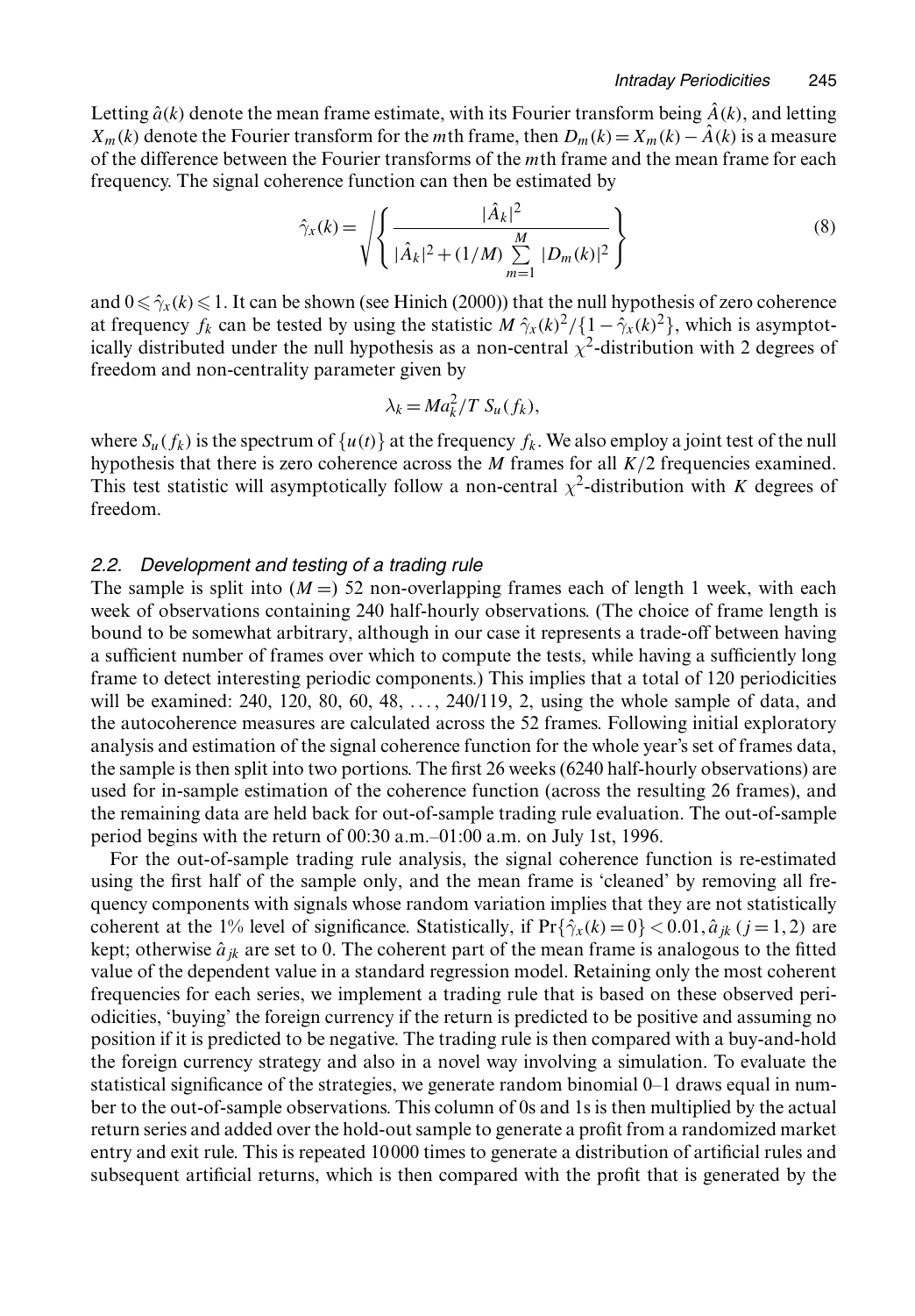Letting $\hat{a}(k)$ denote the mean frame estimate, with its Fourier transform being $\hat{A}(k)$, and letting $X_m(k)$ denote the Fourier transform for the $m$th frame, then $D_m(k) = X_m(k) - \hat{A}(k)$ is a measure of the difference between the Fourier transforms of the $m$th frame and the mean frame for each frequency. The signal coherence function can then be estimated by

$$\hat{\gamma}_x(k) = \sqrt{\left\{ \frac{|\hat{A}_k|^2}{|\hat{A}_k|^2 + (1/M) \sum_{m=1}^{M} |D_m(k)|^2} \right\}} \tag{8}$$

and $0 \leqslant \hat{\gamma}_x(k) \leqslant 1$. It can be shown (see Hinich (2000)) that the null hypothesis of zero coherence at frequency $f_k$ can be tested by using the statistic $M\,\hat{\gamma}_x(k)^2/\{1-\hat{\gamma}_x(k)^2\}$, which is asymptotically distributed under the null hypothesis as a non-central $\chi^2$-distribution with 2 degrees of freedom and non-centrality parameter given by

$$\lambda_k = Ma_k^2/T\; S_u(f_k),$$

where $S_u(f_k)$ is the spectrum of $\{u(t)\}$ at the frequency $f_k$. We also employ a joint test of the null hypothesis that there is zero coherence across the $M$ frames for all $K/2$ frequencies examined. This test statistic will asymptotically follow a non-central $\chi^2$-distribution with $K$ degrees of freedom.

### 2.2. *Development and testing of a trading rule*

The sample is split into ($M =$) 52 non-overlapping frames each of length 1 week, with each week of observations containing 240 half-hourly observations. (The choice of frame length is bound to be somewhat arbitrary, although in our case it represents a trade-off between having a sufficient number of frames over which to compute the tests, while having a sufficiently long frame to detect interesting periodic components.) This implies that a total of 120 periodicities will be examined: 240, 120, 80, 60, 48, ..., 240/119, 2, using the whole sample of data, and the autocoherence measures are calculated across the 52 frames. Following initial exploratory analysis and estimation of the signal coherence function for the whole year's set of frames data, the sample is then split into two portions. The first 26 weeks (6240 half-hourly observations) are used for in-sample estimation of the coherence function (across the resulting 26 frames), and the remaining data are held back for out-of-sample trading rule evaluation. The out-of-sample period begins with the return of 00:30 a.m.–01:00 a.m. on July 1st, 1996.

For the out-of-sample trading rule analysis, the signal coherence function is re-estimated using the first half of the sample only, and the mean frame is 'cleaned' by removing all frequency components with signals whose random variation implies that they are not statistically coherent at the 1% level of significance. Statistically, if $\Pr\{\hat{\gamma}_x(k)=0\} < 0.01$, $\hat{a}_{jk}$ ($j = 1, 2$) are kept; otherwise $\hat{a}_{jk}$ are set to 0. The coherent part of the mean frame is analogous to the fitted value of the dependent value in a standard regression model. Retaining only the most coherent frequencies for each series, we implement a trading rule that is based on these observed periodicities, 'buying' the foreign currency if the return is predicted to be positive and assuming no position if it is predicted to be negative. The trading rule is then compared with a buy-and-hold the foreign currency strategy and also in a novel way involving a simulation. To evaluate the statistical significance of the strategies, we generate random binomial 0–1 draws equal in number to the out-of-sample observations. This column of 0s and 1s is then multiplied by the actual return series and added over the hold-out sample to generate a profit from a randomized market entry and exit rule. This is repeated 10000 times to generate a distribution of artificial rules and subsequent artificial returns, which is then compared with the profit that is generated by the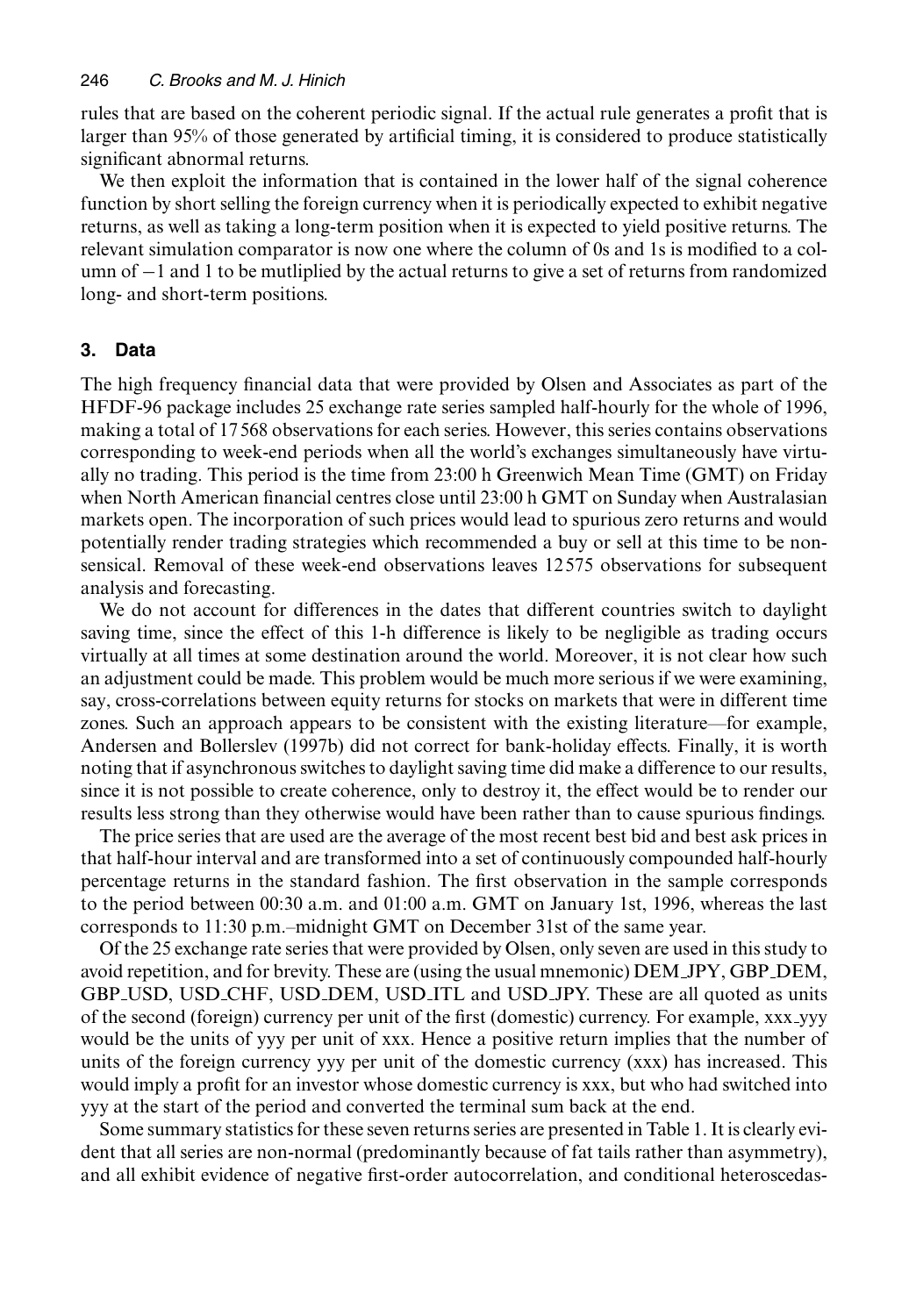rules that are based on the coherent periodic signal. If the actual rule generates a profit that is larger than 95% of those generated by artificial timing, it is considered to produce statistically significant abnormal returns.

We then exploit the information that is contained in the lower half of the signal coherence function by short selling the foreign currency when it is periodically expected to exhibit negative returns, as well as taking a long-term position when it is expected to yield positive returns. The relevant simulation comparator is now one where the column of 0s and 1s is modified to a column of −1 and 1 to be mutliplied by the actual returns to give a set of returns from randomized long- and short-term positions.

## 3. Data

The high frequency financial data that were provided by Olsen and Associates as part of the HFDF-96 package includes 25 exchange rate series sampled half-hourly for the whole of 1996, making a total of 17 568 observations for each series. However, this series contains observations corresponding to week-end periods when all the world's exchanges simultaneously have virtually no trading. This period is the time from 23:00 h Greenwich Mean Time (GMT) on Friday when North American financial centres close until 23:00 h GMT on Sunday when Australasian markets open. The incorporation of such prices would lead to spurious zero returns and would potentially render trading strategies which recommended a buy or sell at this time to be nonsensical. Removal of these week-end observations leaves 12 575 observations for subsequent analysis and forecasting.

We do not account for differences in the dates that different countries switch to daylight saving time, since the effect of this 1-h difference is likely to be negligible as trading occurs virtually at all times at some destination around the world. Moreover, it is not clear how such an adjustment could be made. This problem would be much more serious if we were examining, say, cross-correlations between equity returns for stocks on markets that were in different time zones. Such an approach appears to be consistent with the existing literature—for example, Andersen and Bollerslev (1997b) did not correct for bank-holiday effects. Finally, it is worth noting that if asynchronous switches to daylight saving time did make a difference to our results, since it is not possible to create coherence, only to destroy it, the effect would be to render our results less strong than they otherwise would have been rather than to cause spurious findings.

The price series that are used are the average of the most recent best bid and best ask prices in that half-hour interval and are transformed into a set of continuously compounded half-hourly percentage returns in the standard fashion. The first observation in the sample corresponds to the period between 00:30 a.m. and 01:00 a.m. GMT on January 1st, 1996, whereas the last corresponds to 11:30 p.m.–midnight GMT on December 31st of the same year.

Of the 25 exchange rate series that were provided by Olsen, only seven are used in this study to avoid repetition, and for brevity. These are (using the usual mnemonic) DEM_JPY, GBP_DEM, GBP_USD, USD_CHF, USD_DEM, USD_ITL and USD_JPY. These are all quoted as units of the second (foreign) currency per unit of the first (domestic) currency. For example, xxx_yyy would be the units of yyy per unit of xxx. Hence a positive return implies that the number of units of the foreign currency yyy per unit of the domestic currency (xxx) has increased. This would imply a profit for an investor whose domestic currency is xxx, but who had switched into yyy at the start of the period and converted the terminal sum back at the end.

Some summary statistics for these seven returns series are presented in Table 1. It is clearly evident that all series are non-normal (predominantly because of fat tails rather than asymmetry), and all exhibit evidence of negative first-order autocorrelation, and conditional heteroscedas-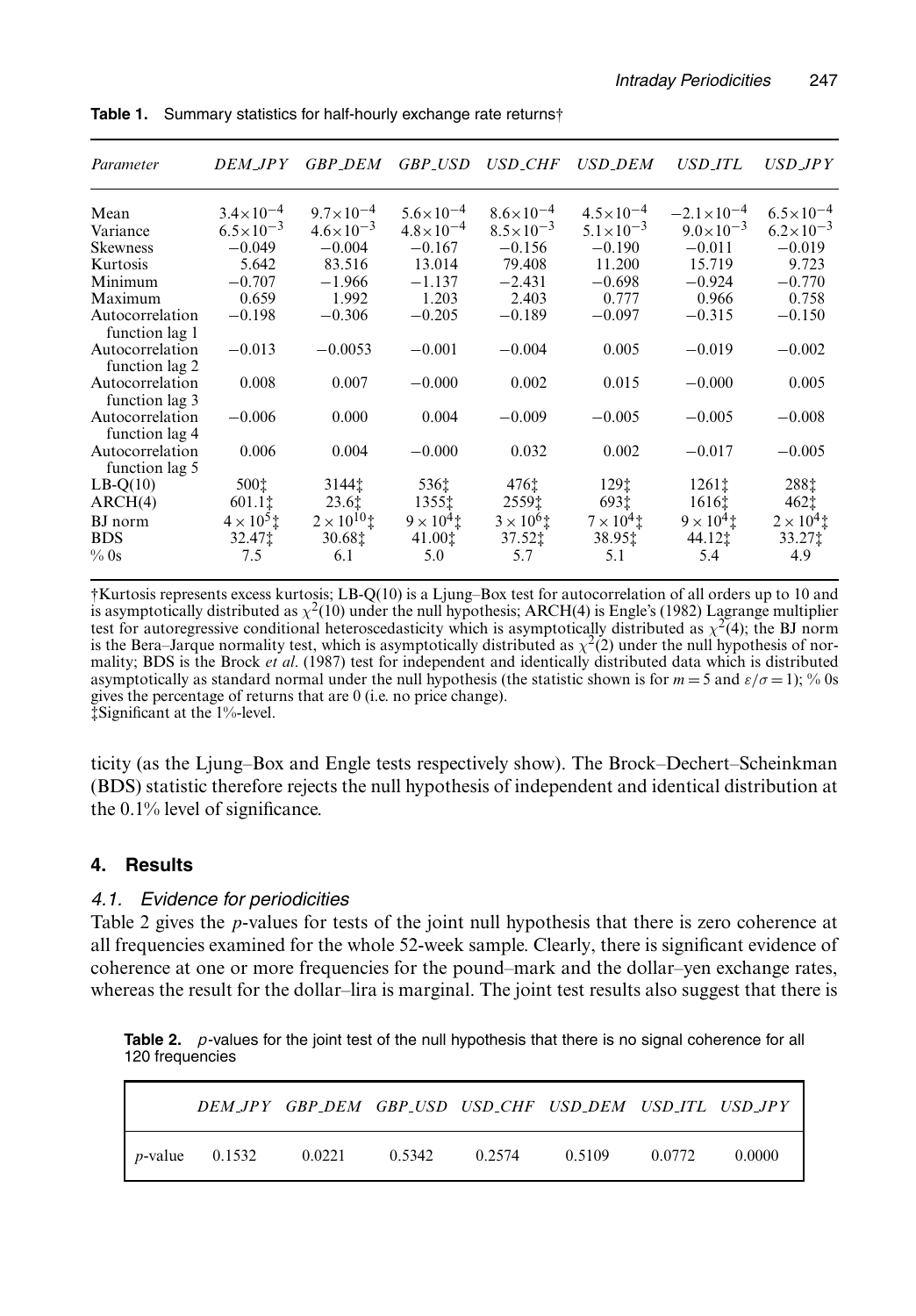**Table 1.** Summary statistics for half-hourly exchange rate returns†

| *Parameter* | *DEM_JPY* | *GBP_DEM* | *GBP_USD* | *USD_CHF* | *USD_DEM* | *USD_ITL* | *USD_JPY* |
|---|---|---|---|---|---|---|---|
| Mean | $3.4\times10^{-4}$ | $9.7\times10^{-4}$ | $5.6\times10^{-4}$ | $8.6\times10^{-4}$ | $4.5\times10^{-4}$ | $-2.1\times10^{-4}$ | $6.5\times10^{-4}$ |
| Variance | $6.5\times10^{-3}$ | $4.6\times10^{-3}$ | $4.8\times10^{-4}$ | $8.5\times10^{-3}$ | $5.1\times10^{-3}$ | $9.0\times10^{-3}$ | $6.2\times10^{-3}$ |
| Skewness | −0.049 | −0.004 | −0.167 | −0.156 | −0.190 | −0.011 | −0.019 |
| Kurtosis | 5.642 | 83.516 | 13.014 | 79.408 | 11.200 | 15.719 | 9.723 |
| Minimum | −0.707 | −1.966 | −1.137 | −2.431 | −0.698 | −0.924 | −0.770 |
| Maximum | 0.659 | 1.992 | 1.203 | 2.403 | 0.777 | 0.966 | 0.758 |
| Autocorrelation function lag 1 | −0.198 | −0.306 | −0.205 | −0.189 | −0.097 | −0.315 | −0.150 |
| Autocorrelation function lag 2 | −0.013 | −0.0053 | −0.001 | −0.004 | 0.005 | −0.019 | −0.002 |
| Autocorrelation function lag 3 | 0.008 | 0.007 | −0.000 | 0.002 | 0.015 | −0.000 | 0.005 |
| Autocorrelation function lag 4 | −0.006 | 0.000 | 0.004 | −0.009 | −0.005 | −0.005 | −0.008 |
| Autocorrelation function lag 5 | 0.006 | 0.004 | −0.000 | 0.032 | 0.002 | −0.017 | −0.005 |
| LB-Q(10) | 500‡ | 3144‡ | 536‡ | 476‡ | 129‡ | 1261‡ | 288‡ |
| ARCH(4) | 601.1‡ | 23.6‡ | 1355‡ | 2559‡ | 693‡ | 1616‡ | 462‡ |
| BJ norm | $4\times10^{5}$‡ | $2\times10^{10}$‡ | $9\times10^{4}$‡ | $3\times10^{6}$‡ | $7\times10^{4}$‡ | $9\times10^{4}$‡ | $2\times10^{4}$‡ |
| BDS | 32.47‡ | 30.68‡ | 41.00‡ | 37.52‡ | 38.95‡ | 44.12‡ | 33.27‡ |
| % 0s | 7.5 | 6.1 | 5.0 | 5.7 | 5.1 | 5.4 | 4.9 |

†Kurtosis represents excess kurtosis; LB-Q(10) is a Ljung–Box test for autocorrelation of all orders up to 10 and is asymptotically distributed as $\chi^2(10)$ under the null hypothesis; ARCH(4) is Engle's (1982) Lagrange multiplier test for autoregressive conditional heteroscedasticity which is asymptotically distributed as $\chi^2(4)$; the BJ norm is the Bera–Jarque normality test, which is asymptotically distributed as $\chi^2(2)$ under the null hypothesis of normality; BDS is the Brock *et al*. (1987) test for independent and identically distributed data which is distributed asymptotically as standard normal under the null hypothesis (the statistic shown is for $m=5$ and $\varepsilon/\sigma=1$); % 0s gives the percentage of returns that are 0 (i.e. no price change).
‡Significant at the 1%-level.

ticity (as the Ljung–Box and Engle tests respectively show). The Brock–Dechert–Scheinkman (BDS) statistic therefore rejects the null hypothesis of independent and identical distribution at the 0.1% level of significance.

## 4. Results

### 4.1. Evidence for periodicities

Table 2 gives the $p$-values for tests of the joint null hypothesis that there is zero coherence at all frequencies examined for the whole 52-week sample. Clearly, there is significant evidence of coherence at one or more frequencies for the pound–mark and the dollar–yen exchange rates, whereas the result for the dollar–lira is marginal. The joint test results also suggest that there is

**Table 2.** $p$-values for the joint test of the null hypothesis that there is no signal coherence for all 120 frequencies

| | *DEM_JPY* | *GBP_DEM* | *GBP_USD* | *USD_CHF* | *USD_DEM* | *USD_ITL* | *USD_JPY* |
|---|---|---|---|---|---|---|---|
| $p$-value | 0.1532 | 0.0221 | 0.5342 | 0.2574 | 0.5109 | 0.0772 | 0.0000 |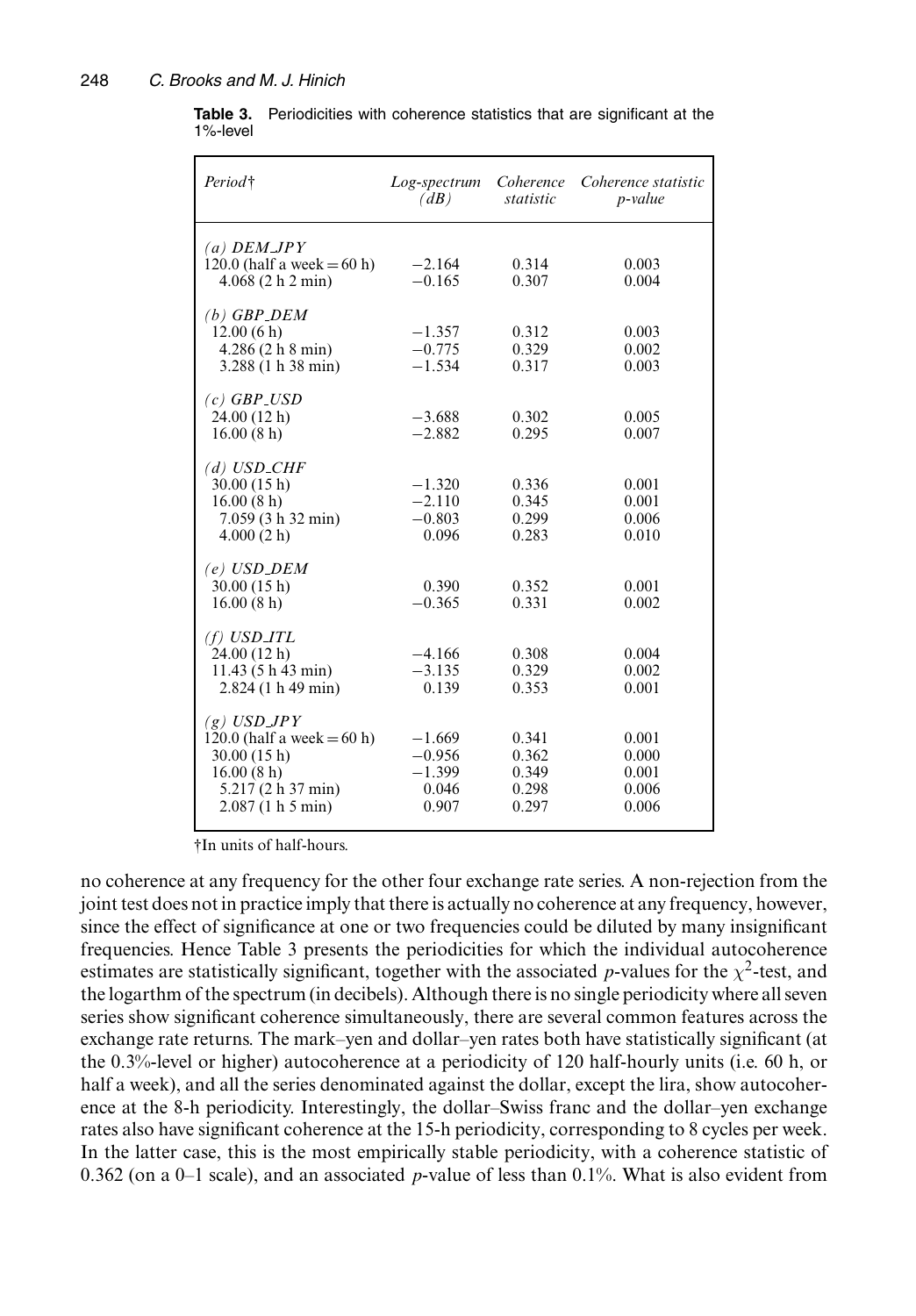**Table 3.** Periodicities with coherence statistics that are significant at the 1%-level

| *Period*† | *Log-spectrum (dB)* | *Coherence statistic* | *Coherence statistic p-value* |
|---|---|---|---|
| *(a) DEM_JPY* | | | |
| 120.0 (half a week = 60 h) | −2.164 | 0.314 | 0.003 |
| 4.068 (2 h 2 min) | −0.165 | 0.307 | 0.004 |
| *(b) GBP_DEM* | | | |
| 12.00 (6 h) | −1.357 | 0.312 | 0.003 |
| 4.286 (2 h 8 min) | −0.775 | 0.329 | 0.002 |
| 3.288 (1 h 38 min) | −1.534 | 0.317 | 0.003 |
| *(c) GBP_USD* | | | |
| 24.00 (12 h) | −3.688 | 0.302 | 0.005 |
| 16.00 (8 h) | −2.882 | 0.295 | 0.007 |
| *(d) USD_CHF* | | | |
| 30.00 (15 h) | −1.320 | 0.336 | 0.001 |
| 16.00 (8 h) | −2.110 | 0.345 | 0.001 |
| 7.059 (3 h 32 min) | −0.803 | 0.299 | 0.006 |
| 4.000 (2 h) | 0.096 | 0.283 | 0.010 |
| *(e) USD_DEM* | | | |
| 30.00 (15 h) | 0.390 | 0.352 | 0.001 |
| 16.00 (8 h) | −0.365 | 0.331 | 0.002 |
| *(f) USD_ITL* | | | |
| 24.00 (12 h) | −4.166 | 0.308 | 0.004 |
| 11.43 (5 h 43 min) | −3.135 | 0.329 | 0.002 |
| 2.824 (1 h 49 min) | 0.139 | 0.353 | 0.001 |
| *(g) USD_JPY* | | | |
| 120.0 (half a week = 60 h) | −1.669 | 0.341 | 0.001 |
| 30.00 (15 h) | −0.956 | 0.362 | 0.000 |
| 16.00 (8 h) | −1.399 | 0.349 | 0.001 |
| 5.217 (2 h 37 min) | 0.046 | 0.298 | 0.006 |
| 2.087 (1 h 5 min) | 0.907 | 0.297 | 0.006 |

†In units of half-hours.

no coherence at any frequency for the other four exchange rate series. A non-rejection from the joint test does not in practice imply that there is actually no coherence at any frequency, however, since the effect of significance at one or two frequencies could be diluted by many insignificant frequencies. Hence Table 3 presents the periodicities for which the individual autocoherence estimates are statistically significant, together with the associated $p$-values for the $\chi^2$-test, and the logarthm of the spectrum (in decibels). Although there is no single periodicity where all seven series show significant coherence simultaneously, there are several common features across the exchange rate returns. The mark–yen and dollar–yen rates both have statistically significant (at the 0.3%-level or higher) autocoherence at a periodicity of 120 half-hourly units (i.e. 60 h, or half a week), and all the series denominated against the dollar, except the lira, show autocoherence at the 8-h periodicity. Interestingly, the dollar–Swiss franc and the dollar–yen exchange rates also have significant coherence at the 15-h periodicity, corresponding to 8 cycles per week. In the latter case, this is the most empirically stable periodicity, with a coherence statistic of 0.362 (on a 0–1 scale), and an associated $p$-value of less than 0.1%. What is also evident from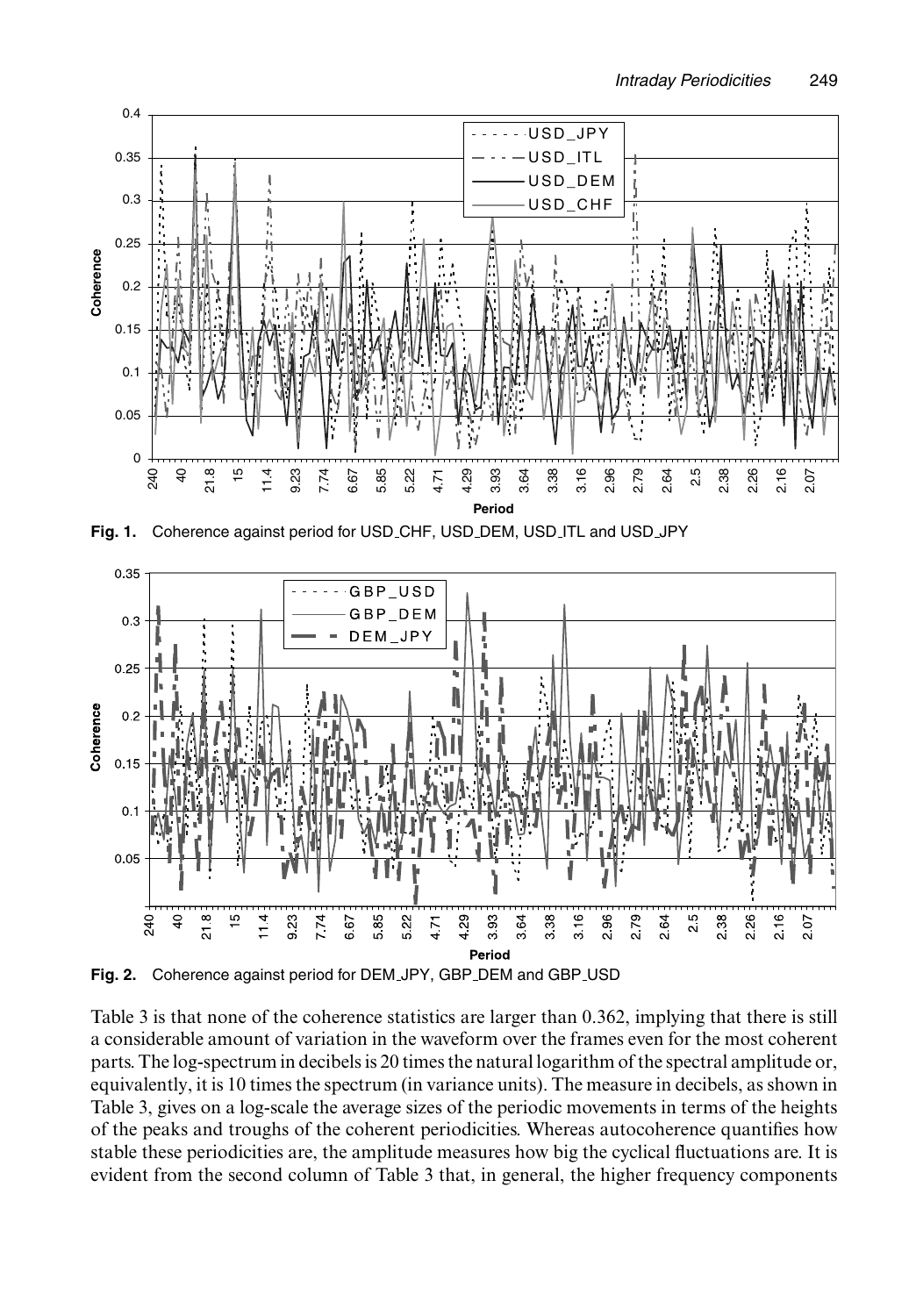**Fig. 1.** Coherence against period for USD_CHF, USD_DEM, USD_ITL and USD_JPY

**Fig. 2.** Coherence against period for DEM_JPY, GBP_DEM and GBP_USD

Table 3 is that none of the coherence statistics are larger than 0.362, implying that there is still a considerable amount of variation in the waveform over the frames even for the most coherent parts. The log-spectrum in decibels is 20 times the natural logarithm of the spectral amplitude or, equivalently, it is 10 times the spectrum (in variance units). The measure in decibels, as shown in Table 3, gives on a log-scale the average sizes of the periodic movements in terms of the heights of the peaks and troughs of the coherent periodicities. Whereas autocoherence quantifies how stable these periodicities are, the amplitude measures how big the cyclical fluctuations are. It is evident from the second column of Table 3 that, in general, the higher frequency components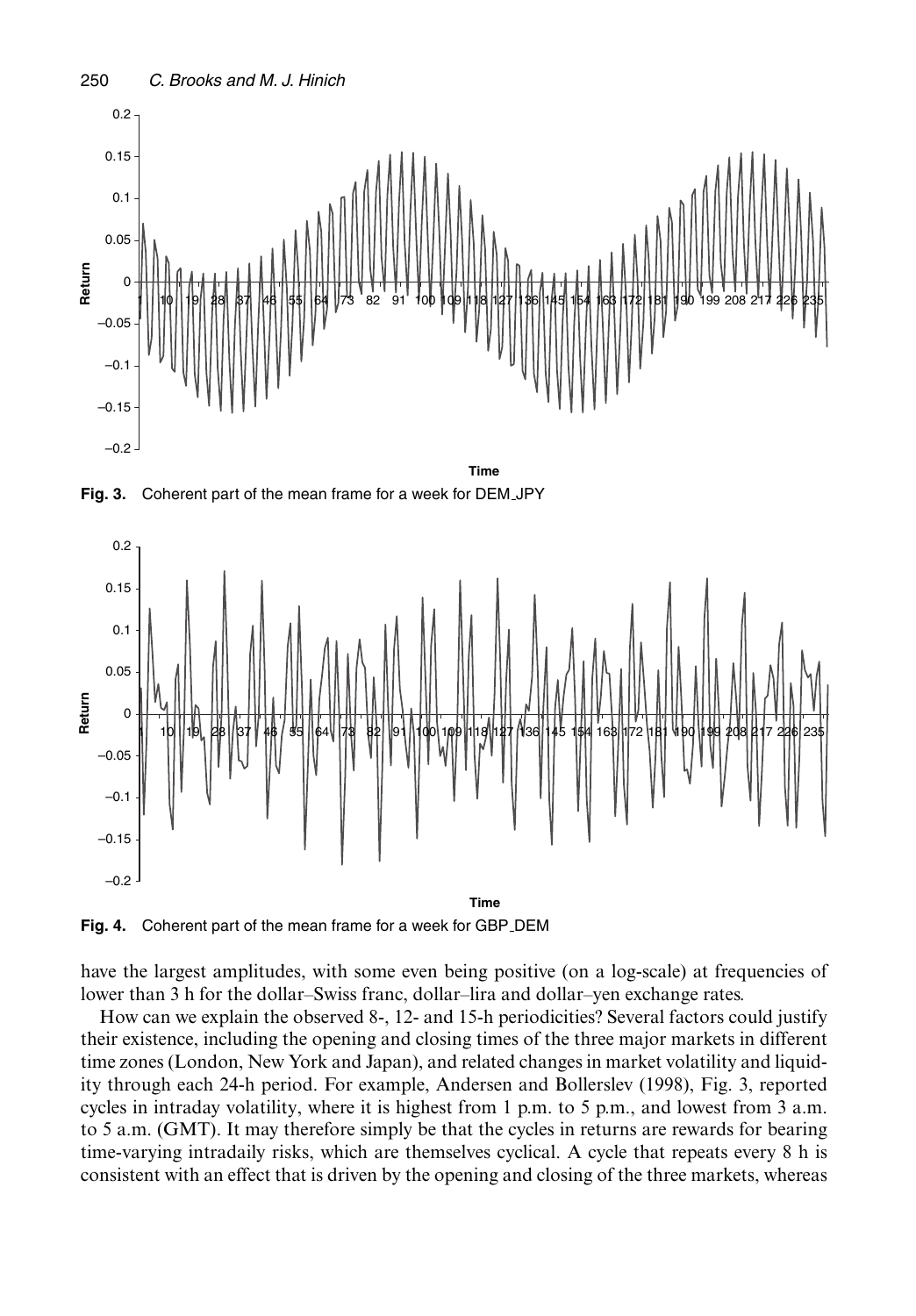Fig. 3. Coherent part of the mean frame for a week for DEM_JPY

Fig. 4. Coherent part of the mean frame for a week for GBP_DEM

have the largest amplitudes, with some even being positive (on a log-scale) at frequencies of lower than 3 h for the dollar–Swiss franc, dollar–lira and dollar–yen exchange rates.

How can we explain the observed 8-, 12- and 15-h periodicities? Several factors could justify their existence, including the opening and closing times of the three major markets in different time zones (London, New York and Japan), and related changes in market volatility and liquidity through each 24-h period. For example, Andersen and Bollerslev (1998), Fig. 3, reported cycles in intraday volatility, where it is highest from 1 p.m. to 5 p.m., and lowest from 3 a.m. to 5 a.m. (GMT). It may therefore simply be that the cycles in returns are rewards for bearing time-varying intradaily risks, which are themselves cyclical. A cycle that repeats every 8 h is consistent with an effect that is driven by the opening and closing of the three markets, whereas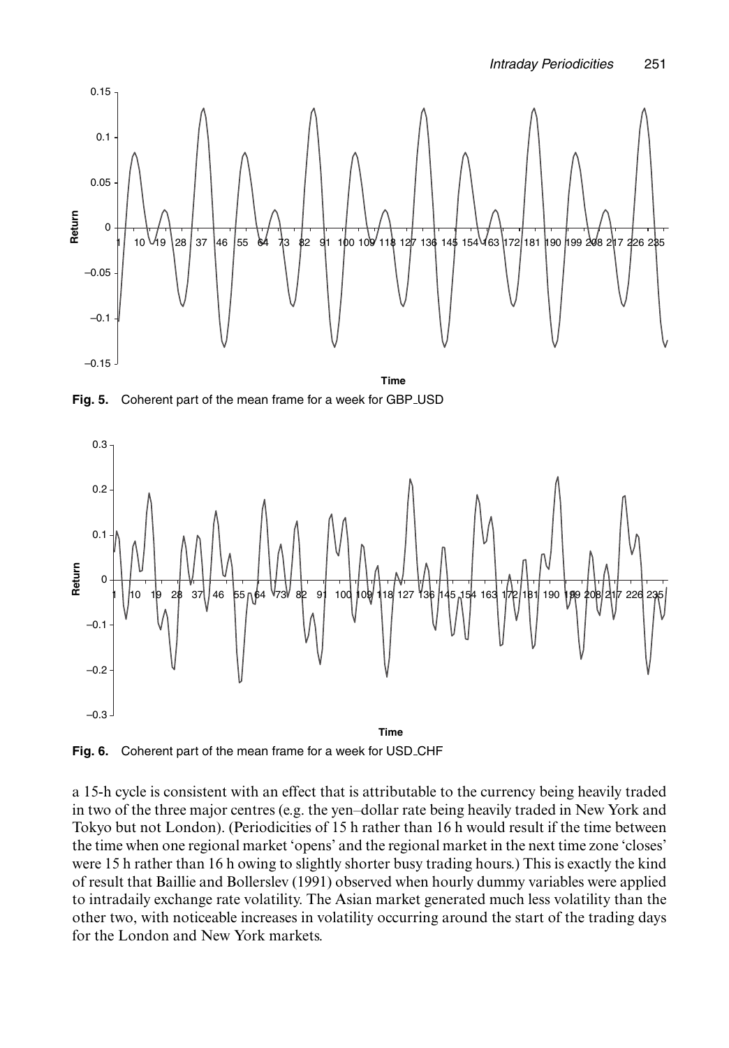**Fig. 5.** Coherent part of the mean frame for a week for GBP_USD

**Fig. 6.** Coherent part of the mean frame for a week for USD_CHF

a 15-h cycle is consistent with an effect that is attributable to the currency being heavily traded in two of the three major centres (e.g. the yen–dollar rate being heavily traded in New York and Tokyo but not London). (Periodicities of 15 h rather than 16 h would result if the time between the time when one regional market 'opens' and the regional market in the next time zone 'closes' were 15 h rather than 16 h owing to slightly shorter busy trading hours.) This is exactly the kind of result that Baillie and Bollerslev (1991) observed when hourly dummy variables were applied to intradaily exchange rate volatility. The Asian market generated much less volatility than the other two, with noticeable increases in volatility occurring around the start of the trading days for the London and New York markets.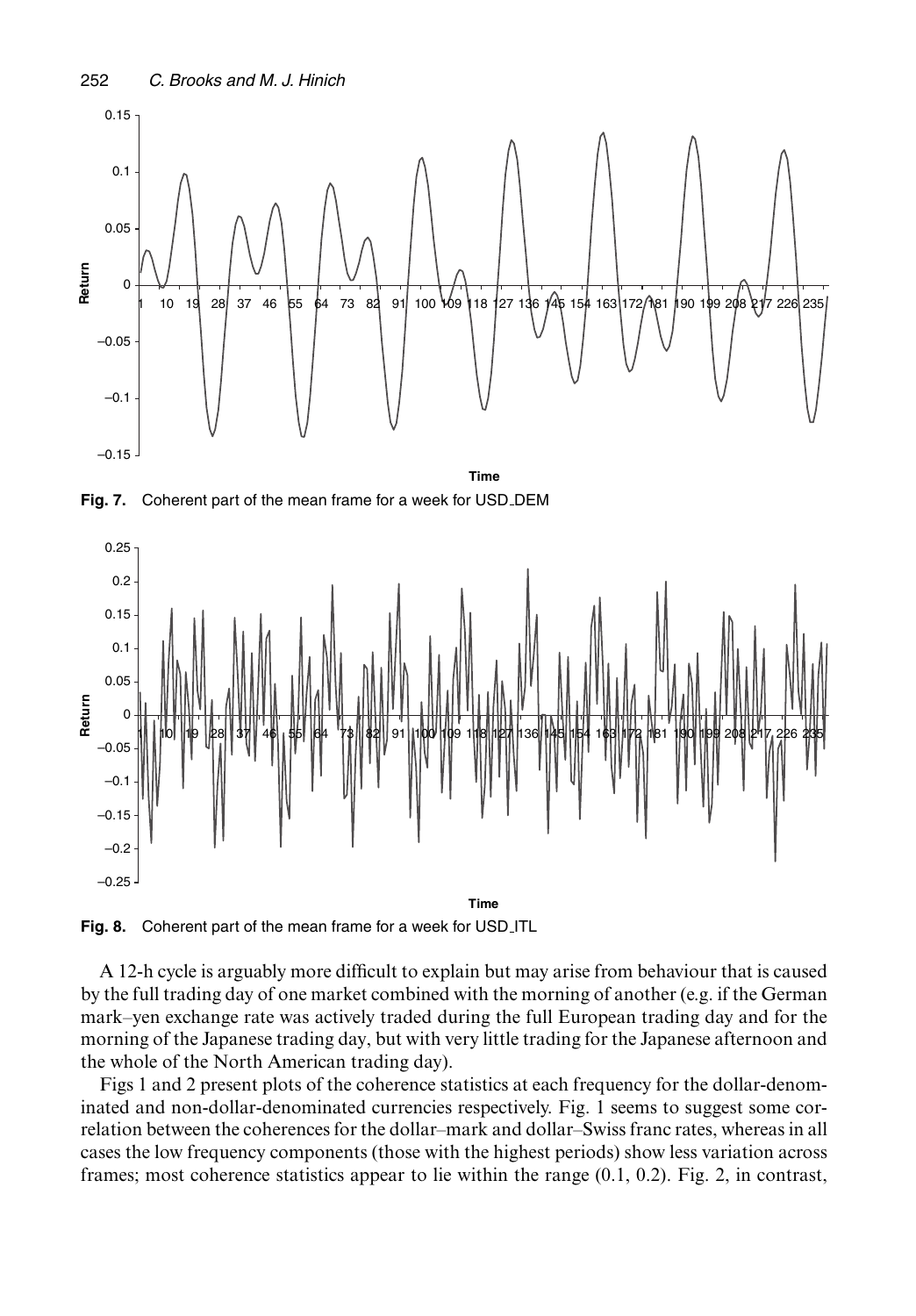Fig. 7. Coherent part of the mean frame for a week for USD_DEM

Fig. 8. Coherent part of the mean frame for a week for USD_ITL

A 12-h cycle is arguably more difficult to explain but may arise from behaviour that is caused by the full trading day of one market combined with the morning of another (e.g. if the German mark–yen exchange rate was actively traded during the full European trading day and for the morning of the Japanese trading day, but with very little trading for the Japanese afternoon and the whole of the North American trading day).

Figs 1 and 2 present plots of the coherence statistics at each frequency for the dollar-denominated and non-dollar-denominated currencies respectively. Fig. 1 seems to suggest some correlation between the coherences for the dollar–mark and dollar–Swiss franc rates, whereas in all cases the low frequency components (those with the highest periods) show less variation across frames; most coherence statistics appear to lie within the range (0.1, 0.2). Fig. 2, in contrast,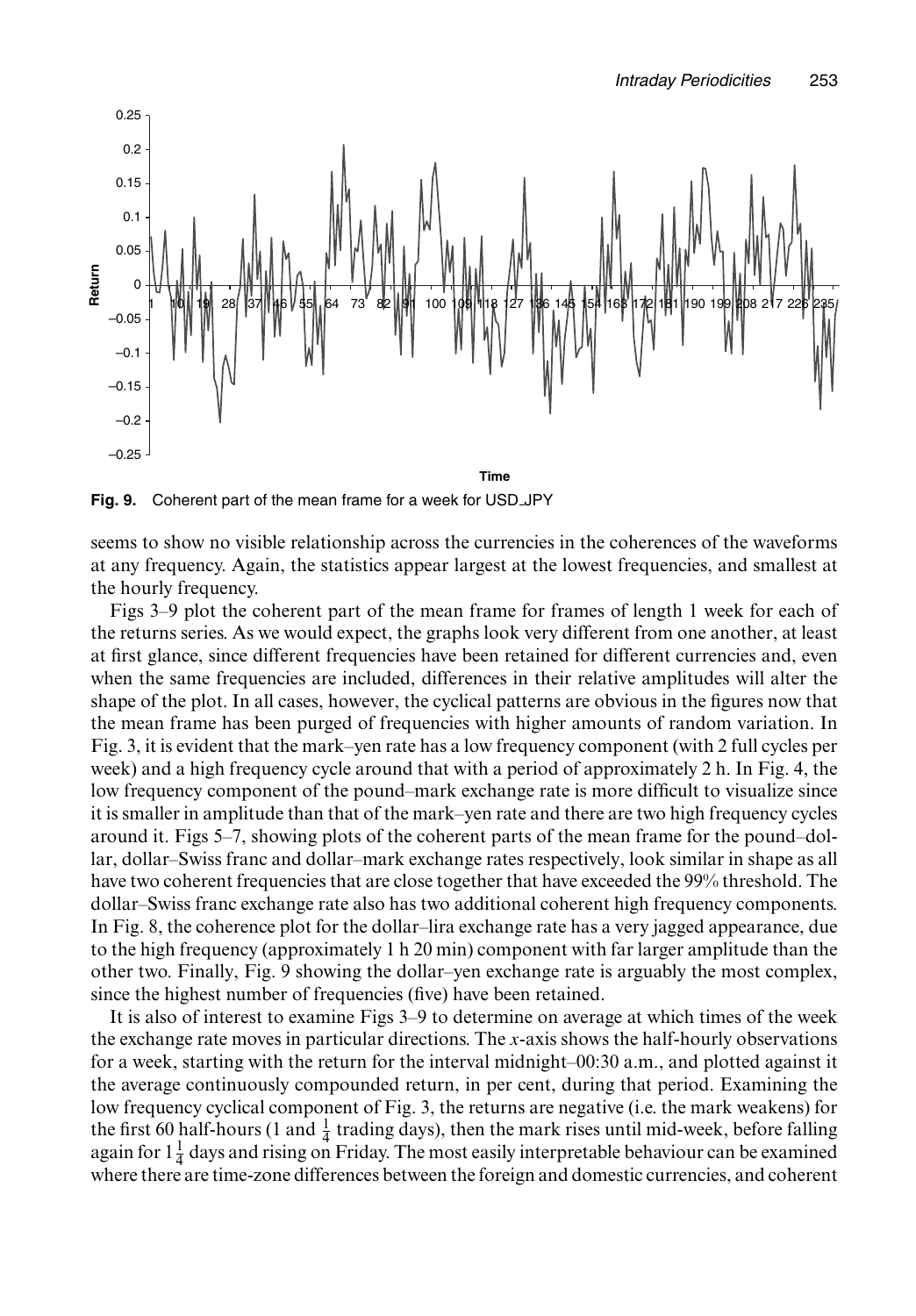**Fig. 9.** Coherent part of the mean frame for a week for USD_JPY

seems to show no visible relationship across the currencies in the coherences of the waveforms at any frequency. Again, the statistics appear largest at the lowest frequencies, and smallest at the hourly frequency.

Figs 3–9 plot the coherent part of the mean frame for frames of length 1 week for each of the returns series. As we would expect, the graphs look very different from one another, at least at first glance, since different frequencies have been retained for different currencies and, even when the same frequencies are included, differences in their relative amplitudes will alter the shape of the plot. In all cases, however, the cyclical patterns are obvious in the figures now that the mean frame has been purged of frequencies with higher amounts of random variation. In Fig. 3, it is evident that the mark–yen rate has a low frequency component (with 2 full cycles per week) and a high frequency cycle around that with a period of approximately 2 h. In Fig. 4, the low frequency component of the pound–mark exchange rate is more difficult to visualize since it is smaller in amplitude than that of the mark–yen rate and there are two high frequency cycles around it. Figs 5–7, showing plots of the coherent parts of the mean frame for the pound–dollar, dollar–Swiss franc and dollar–mark exchange rates respectively, look similar in shape as all have two coherent frequencies that are close together that have exceeded the 99% threshold. The dollar–Swiss franc exchange rate also has two additional coherent high frequency components. In Fig. 8, the coherence plot for the dollar–lira exchange rate has a very jagged appearance, due to the high frequency (approximately 1 h 20 min) component with far larger amplitude than the other two. Finally, Fig. 9 showing the dollar–yen exchange rate is arguably the most complex, since the highest number of frequencies (five) have been retained.

It is also of interest to examine Figs 3–9 to determine on average at which times of the week the exchange rate moves in particular directions. The *x*-axis shows the half-hourly observations for a week, starting with the return for the interval midnight–00:30 a.m., and plotted against it the average continuously compounded return, in per cent, during that period. Examining the low frequency cyclical component of Fig. 3, the returns are negative (i.e. the mark weakens) for the first 60 half-hours (1 and $\frac{1}{4}$ trading days), then the mark rises until mid-week, before falling again for $1\frac{1}{4}$ days and rising on Friday. The most easily interpretable behaviour can be examined where there are time-zone differences between the foreign and domestic currencies, and coherent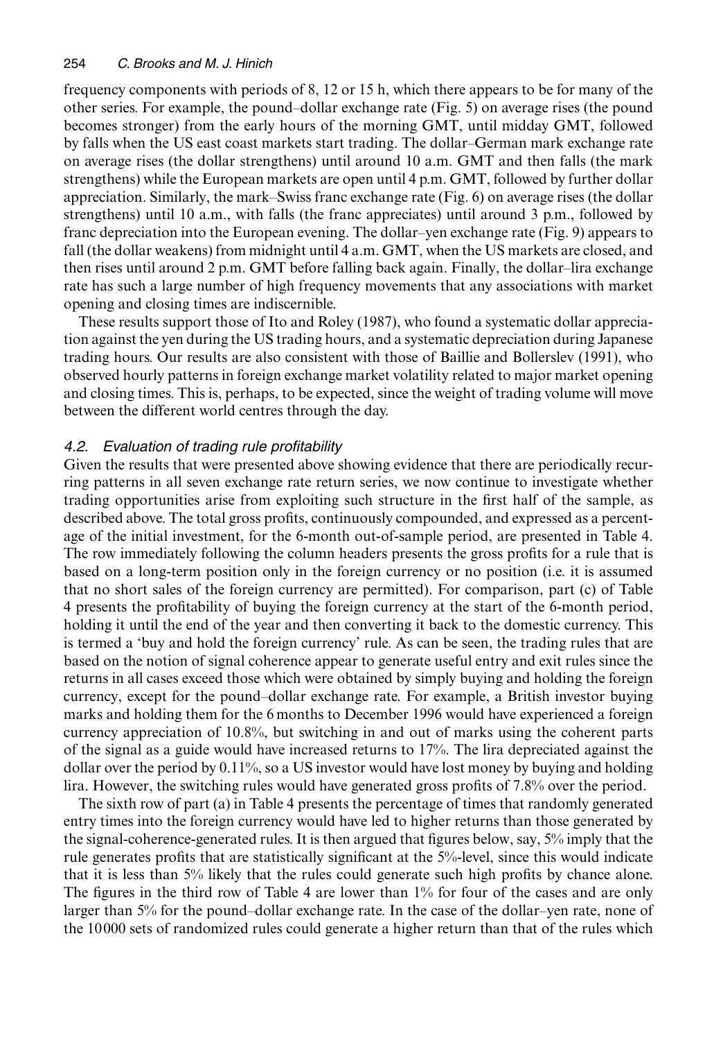frequency components with periods of 8, 12 or 15 h, which there appears to be for many of the other series. For example, the pound–dollar exchange rate (Fig. 5) on average rises (the pound becomes stronger) from the early hours of the morning GMT, until midday GMT, followed by falls when the US east coast markets start trading. The dollar–German mark exchange rate on average rises (the dollar strengthens) until around 10 a.m. GMT and then falls (the mark strengthens) while the European markets are open until 4 p.m. GMT, followed by further dollar appreciation. Similarly, the mark–Swiss franc exchange rate (Fig. 6) on average rises (the dollar strengthens) until 10 a.m., with falls (the franc appreciates) until around 3 p.m., followed by franc depreciation into the European evening. The dollar–yen exchange rate (Fig. 9) appears to fall (the dollar weakens) from midnight until 4 a.m. GMT, when the US markets are closed, and then rises until around 2 p.m. GMT before falling back again. Finally, the dollar–lira exchange rate has such a large number of high frequency movements that any associations with market opening and closing times are indiscernible.

These results support those of Ito and Roley (1987), who found a systematic dollar appreciation against the yen during the US trading hours, and a systematic depreciation during Japanese trading hours. Our results are also consistent with those of Baillie and Bollerslev (1991), who observed hourly patterns in foreign exchange market volatility related to major market opening and closing times. This is, perhaps, to be expected, since the weight of trading volume will move between the different world centres through the day.

### 4.2. *Evaluation of trading rule profitability*

Given the results that were presented above showing evidence that there are periodically recurring patterns in all seven exchange rate return series, we now continue to investigate whether trading opportunities arise from exploiting such structure in the first half of the sample, as described above. The total gross profits, continuously compounded, and expressed as a percentage of the initial investment, for the 6-month out-of-sample period, are presented in Table 4. The row immediately following the column headers presents the gross profits for a rule that is based on a long-term position only in the foreign currency or no position (i.e. it is assumed that no short sales of the foreign currency are permitted). For comparison, part (c) of Table 4 presents the profitability of buying the foreign currency at the start of the 6-month period, holding it until the end of the year and then converting it back to the domestic currency. This is termed a 'buy and hold the foreign currency' rule. As can be seen, the trading rules that are based on the notion of signal coherence appear to generate useful entry and exit rules since the returns in all cases exceed those which were obtained by simply buying and holding the foreign currency, except for the pound–dollar exchange rate. For example, a British investor buying marks and holding them for the 6 months to December 1996 would have experienced a foreign currency appreciation of 10.8%, but switching in and out of marks using the coherent parts of the signal as a guide would have increased returns to 17%. The lira depreciated against the dollar over the period by 0.11%, so a US investor would have lost money by buying and holding lira. However, the switching rules would have generated gross profits of 7.8% over the period.

The sixth row of part (a) in Table 4 presents the percentage of times that randomly generated entry times into the foreign currency would have led to higher returns than those generated by the signal-coherence-generated rules. It is then argued that figures below, say, 5% imply that the rule generates profits that are statistically significant at the 5%-level, since this would indicate that it is less than 5% likely that the rules could generate such high profits by chance alone. The figures in the third row of Table 4 are lower than 1% for four of the cases and are only larger than 5% for the pound–dollar exchange rate. In the case of the dollar–yen rate, none of the 10000 sets of randomized rules could generate a higher return than that of the rules which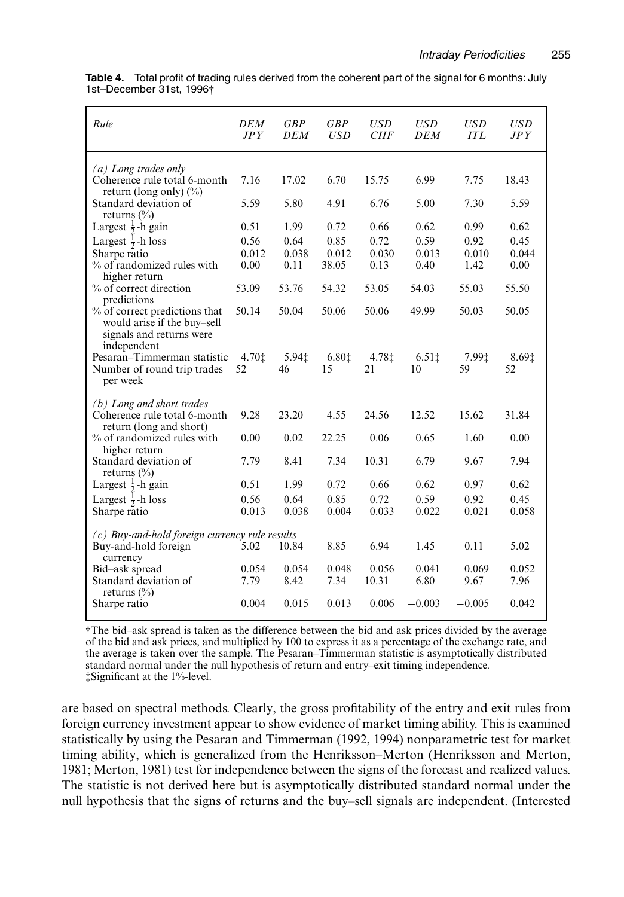**Table 4.** Total profit of trading rules derived from the coherent part of the signal for 6 months: July 1st–December 31st, 1996†

| *Rule* | *DEM_JPY* | *GBP_DEM* | *GBP_USD* | *USD_CHF* | *USD_DEM* | *USD_ITL* | *USD_JPY* |
|---|---|---|---|---|---|---|---|
| *(a) Long trades only* | | | | | | | |
| Coherence rule total 6-month return (long only) (%) | 7.16 | 17.02 | 6.70 | 15.75 | 6.99 | 7.75 | 18.43 |
| Standard deviation of returns (%) | 5.59 | 5.80 | 4.91 | 6.76 | 5.00 | 7.30 | 5.59 |
| Largest $\frac{1}{2}$-h gain | 0.51 | 1.99 | 0.72 | 0.66 | 0.62 | 0.99 | 0.62 |
| Largest $\frac{1}{2}$-h loss | 0.56 | 0.64 | 0.85 | 0.72 | 0.59 | 0.92 | 0.45 |
| Sharpe ratio | 0.012 | 0.038 | 0.012 | 0.030 | 0.013 | 0.010 | 0.044 |
| % of randomized rules with higher return | 0.00 | 0.11 | 38.05 | 0.13 | 0.40 | 1.42 | 0.00 |
| % of correct direction predictions | 53.09 | 53.76 | 54.32 | 53.05 | 54.03 | 55.03 | 55.50 |
| % of correct predictions that would arise if the buy–sell signals and returns were independent | 50.14 | 50.04 | 50.06 | 50.06 | 49.99 | 50.03 | 50.05 |
| Pesaran–Timmerman statistic | 4.70‡ | 5.94‡ | 6.80‡ | 4.78‡ | 6.51‡ | 7.99‡ | 8.69‡ |
| Number of round trip trades per week | 52 | 46 | 15 | 21 | 10 | 59 | 52 |
| *(b) Long and short trades* | | | | | | | |
| Coherence rule total 6-month return (long and short) | 9.28 | 23.20 | 4.55 | 24.56 | 12.52 | 15.62 | 31.84 |
| % of randomized rules with higher return | 0.00 | 0.02 | 22.25 | 0.06 | 0.65 | 1.60 | 0.00 |
| Standard deviation of returns (%) | 7.79 | 8.41 | 7.34 | 10.31 | 6.79 | 9.67 | 7.94 |
| Largest $\frac{1}{2}$-h gain | 0.51 | 1.99 | 0.72 | 0.66 | 0.62 | 0.97 | 0.62 |
| Largest $\frac{1}{2}$-h loss | 0.56 | 0.64 | 0.85 | 0.72 | 0.59 | 0.92 | 0.45 |
| Sharpe ratio | 0.013 | 0.038 | 0.004 | 0.033 | 0.022 | 0.021 | 0.058 |
| *(c) Buy-and-hold foreign currency rule results* | | | | | | | |
| Buy-and-hold foreign currency | 5.02 | 10.84 | 8.85 | 6.94 | 1.45 | −0.11 | 5.02 |
| Bid–ask spread | 0.054 | 0.054 | 0.048 | 0.056 | 0.041 | 0.069 | 0.052 |
| Standard deviation of returns (%) | 7.79 | 8.42 | 7.34 | 10.31 | 6.80 | 9.67 | 7.96 |
| Sharpe ratio | 0.004 | 0.015 | 0.013 | 0.006 | −0.003 | −0.005 | 0.042 |

†The bid–ask spread is taken as the difference between the bid and ask prices divided by the average of the bid and ask prices, and multiplied by 100 to express it as a percentage of the exchange rate, and the average is taken over the sample. The Pesaran–Timmerman statistic is asymptotically distributed standard normal under the null hypothesis of return and entry–exit timing independence.
‡Significant at the 1%-level.

are based on spectral methods. Clearly, the gross profitability of the entry and exit rules from foreign currency investment appear to show evidence of market timing ability. This is examined statistically by using the Pesaran and Timmerman (1992, 1994) nonparametric test for market timing ability, which is generalized from the Henriksson–Merton (Henriksson and Merton, 1981; Merton, 1981) test for independence between the signs of the forecast and realized values. The statistic is not derived here but is asymptotically distributed standard normal under the null hypothesis that the signs of returns and the buy–sell signals are independent. (Interested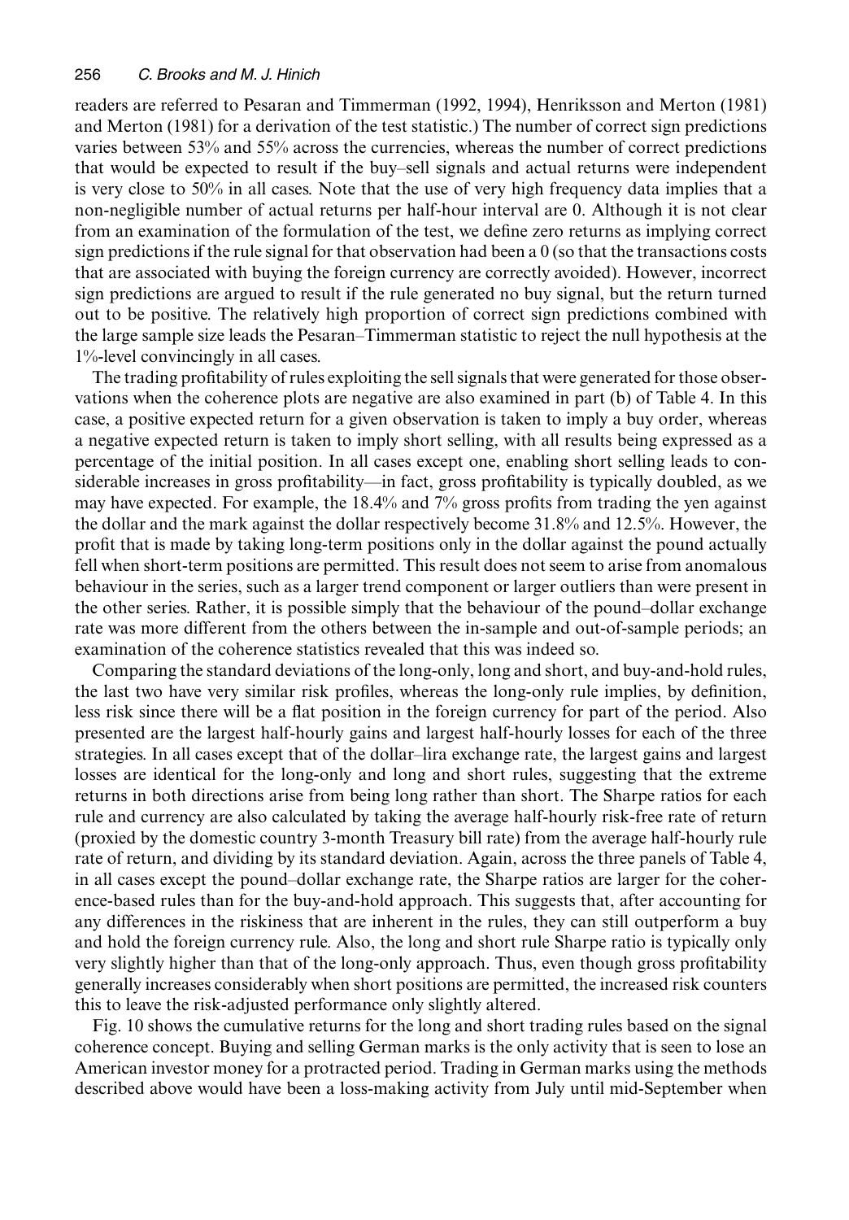readers are referred to Pesaran and Timmerman (1992, 1994), Henriksson and Merton (1981) and Merton (1981) for a derivation of the test statistic.) The number of correct sign predictions varies between 53% and 55% across the currencies, whereas the number of correct predictions that would be expected to result if the buy–sell signals and actual returns were independent is very close to 50% in all cases. Note that the use of very high frequency data implies that a non-negligible number of actual returns per half-hour interval are 0. Although it is not clear from an examination of the formulation of the test, we define zero returns as implying correct sign predictions if the rule signal for that observation had been a 0 (so that the transactions costs that are associated with buying the foreign currency are correctly avoided). However, incorrect sign predictions are argued to result if the rule generated no buy signal, but the return turned out to be positive. The relatively high proportion of correct sign predictions combined with the large sample size leads the Pesaran–Timmerman statistic to reject the null hypothesis at the 1%-level convincingly in all cases.

The trading profitability of rules exploiting the sell signals that were generated for those observations when the coherence plots are negative are also examined in part (b) of Table 4. In this case, a positive expected return for a given observation is taken to imply a buy order, whereas a negative expected return is taken to imply short selling, with all results being expressed as a percentage of the initial position. In all cases except one, enabling short selling leads to considerable increases in gross profitability—in fact, gross profitability is typically doubled, as we may have expected. For example, the 18.4% and 7% gross profits from trading the yen against the dollar and the mark against the dollar respectively become 31.8% and 12.5%. However, the profit that is made by taking long-term positions only in the dollar against the pound actually fell when short-term positions are permitted. This result does not seem to arise from anomalous behaviour in the series, such as a larger trend component or larger outliers than were present in the other series. Rather, it is possible simply that the behaviour of the pound–dollar exchange rate was more different from the others between the in-sample and out-of-sample periods; an examination of the coherence statistics revealed that this was indeed so.

Comparing the standard deviations of the long-only, long and short, and buy-and-hold rules, the last two have very similar risk profiles, whereas the long-only rule implies, by definition, less risk since there will be a flat position in the foreign currency for part of the period. Also presented are the largest half-hourly gains and largest half-hourly losses for each of the three strategies. In all cases except that of the dollar–lira exchange rate, the largest gains and largest losses are identical for the long-only and long and short rules, suggesting that the extreme returns in both directions arise from being long rather than short. The Sharpe ratios for each rule and currency are also calculated by taking the average half-hourly risk-free rate of return (proxied by the domestic country 3-month Treasury bill rate) from the average half-hourly rule rate of return, and dividing by its standard deviation. Again, across the three panels of Table 4, in all cases except the pound–dollar exchange rate, the Sharpe ratios are larger for the coherence-based rules than for the buy-and-hold approach. This suggests that, after accounting for any differences in the riskiness that are inherent in the rules, they can still outperform a buy and hold the foreign currency rule. Also, the long and short rule Sharpe ratio is typically only very slightly higher than that of the long-only approach. Thus, even though gross profitability generally increases considerably when short positions are permitted, the increased risk counters this to leave the risk-adjusted performance only slightly altered.

Fig. 10 shows the cumulative returns for the long and short trading rules based on the signal coherence concept. Buying and selling German marks is the only activity that is seen to lose an American investor money for a protracted period. Trading in German marks using the methods described above would have been a loss-making activity from July until mid-September when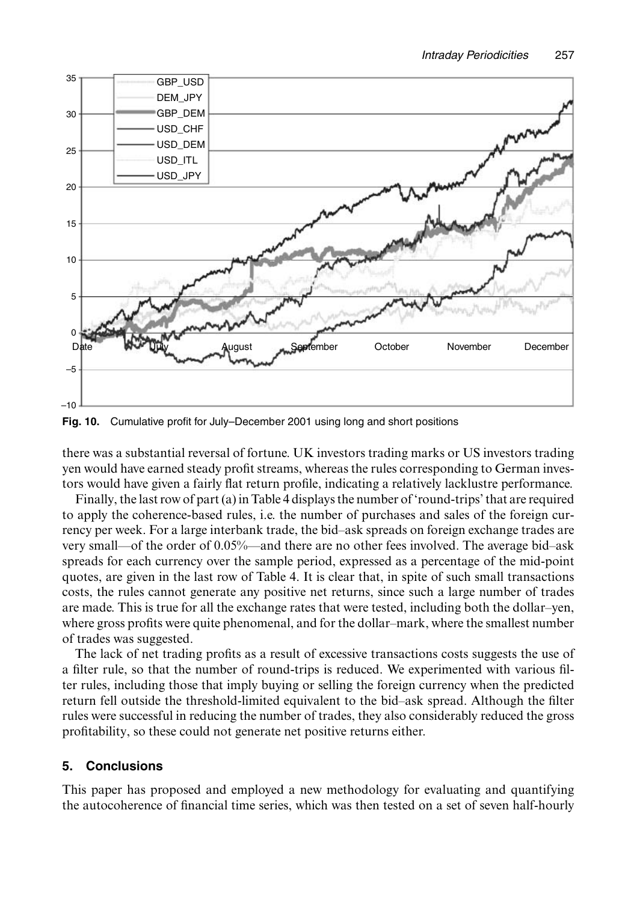**Fig. 10.** Cumulative profit for July–December 2001 using long and short positions

there was a substantial reversal of fortune. UK investors trading marks or US investors trading yen would have earned steady profit streams, whereas the rules corresponding to German investors would have given a fairly flat return profile, indicating a relatively lacklustre performance.

Finally, the last row of part (a) in Table 4 displays the number of 'round-trips' that are required to apply the coherence-based rules, i.e. the number of purchases and sales of the foreign currency per week. For a large interbank trade, the bid–ask spreads on foreign exchange trades are very small—of the order of 0.05%—and there are no other fees involved. The average bid–ask spreads for each currency over the sample period, expressed as a percentage of the mid-point quotes, are given in the last row of Table 4. It is clear that, in spite of such small transactions costs, the rules cannot generate any positive net returns, since such a large number of trades are made. This is true for all the exchange rates that were tested, including both the dollar–yen, where gross profits were quite phenomenal, and for the dollar–mark, where the smallest number of trades was suggested.

The lack of net trading profits as a result of excessive transactions costs suggests the use of a filter rule, so that the number of round-trips is reduced. We experimented with various filter rules, including those that imply buying or selling the foreign currency when the predicted return fell outside the threshold-limited equivalent to the bid–ask spread. Although the filter rules were successful in reducing the number of trades, they also considerably reduced the gross profitability, so these could not generate net positive returns either.

## 5. Conclusions

This paper has proposed and employed a new methodology for evaluating and quantifying the autocoherence of financial time series, which was then tested on a set of seven half-hourly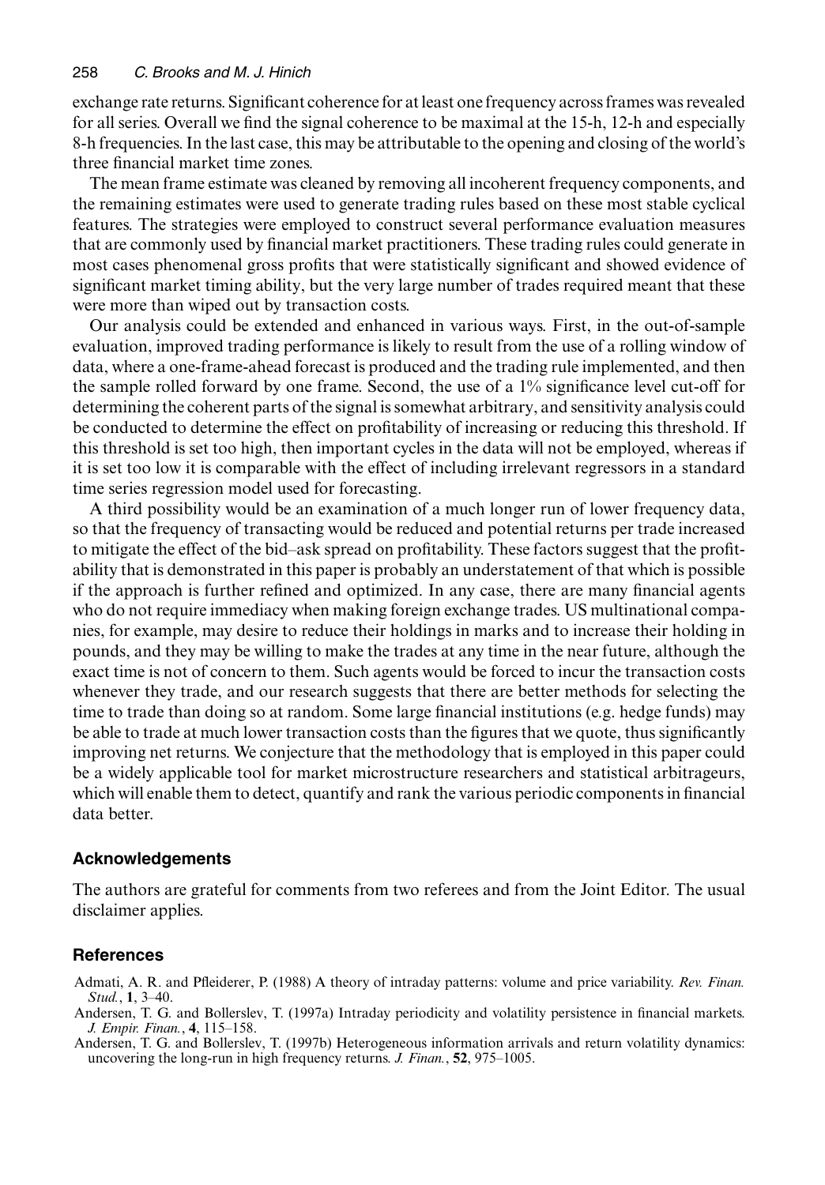exchange rate returns. Significant coherence for at least one frequency across frames was revealed for all series. Overall we find the signal coherence to be maximal at the 15-h, 12-h and especially 8-h frequencies. In the last case, this may be attributable to the opening and closing of the world's three financial market time zones.

The mean frame estimate was cleaned by removing all incoherent frequency components, and the remaining estimates were used to generate trading rules based on these most stable cyclical features. The strategies were employed to construct several performance evaluation measures that are commonly used by financial market practitioners. These trading rules could generate in most cases phenomenal gross profits that were statistically significant and showed evidence of significant market timing ability, but the very large number of trades required meant that these were more than wiped out by transaction costs.

Our analysis could be extended and enhanced in various ways. First, in the out-of-sample evaluation, improved trading performance is likely to result from the use of a rolling window of data, where a one-frame-ahead forecast is produced and the trading rule implemented, and then the sample rolled forward by one frame. Second, the use of a 1% significance level cut-off for determining the coherent parts of the signal is somewhat arbitrary, and sensitivity analysis could be conducted to determine the effect on profitability of increasing or reducing this threshold. If this threshold is set too high, then important cycles in the data will not be employed, whereas if it is set too low it is comparable with the effect of including irrelevant regressors in a standard time series regression model used for forecasting.

A third possibility would be an examination of a much longer run of lower frequency data, so that the frequency of transacting would be reduced and potential returns per trade increased to mitigate the effect of the bid–ask spread on profitability. These factors suggest that the profitability that is demonstrated in this paper is probably an understatement of that which is possible if the approach is further refined and optimized. In any case, there are many financial agents who do not require immediacy when making foreign exchange trades. US multinational companies, for example, may desire to reduce their holdings in marks and to increase their holding in pounds, and they may be willing to make the trades at any time in the near future, although the exact time is not of concern to them. Such agents would be forced to incur the transaction costs whenever they trade, and our research suggests that there are better methods for selecting the time to trade than doing so at random. Some large financial institutions (e.g. hedge funds) may be able to trade at much lower transaction costs than the figures that we quote, thus significantly improving net returns. We conjecture that the methodology that is employed in this paper could be a widely applicable tool for market microstructure researchers and statistical arbitrageurs, which will enable them to detect, quantify and rank the various periodic components in financial data better.

## Acknowledgements

The authors are grateful for comments from two referees and from the Joint Editor. The usual disclaimer applies.

## References

Admati, A. R. and Pfleiderer, P. (1988) A theory of intraday patterns: volume and price variability. *Rev. Finan. Stud.*, **1**, 3–40.

Andersen, T. G. and Bollerslev, T. (1997a) Intraday periodicity and volatility persistence in financial markets. *J. Empir. Finan.*, **4**, 115–158.

Andersen, T. G. and Bollerslev, T. (1997b) Heterogeneous information arrivals and return volatility dynamics: uncovering the long-run in high frequency returns. *J. Finan.*, **52**, 975–1005.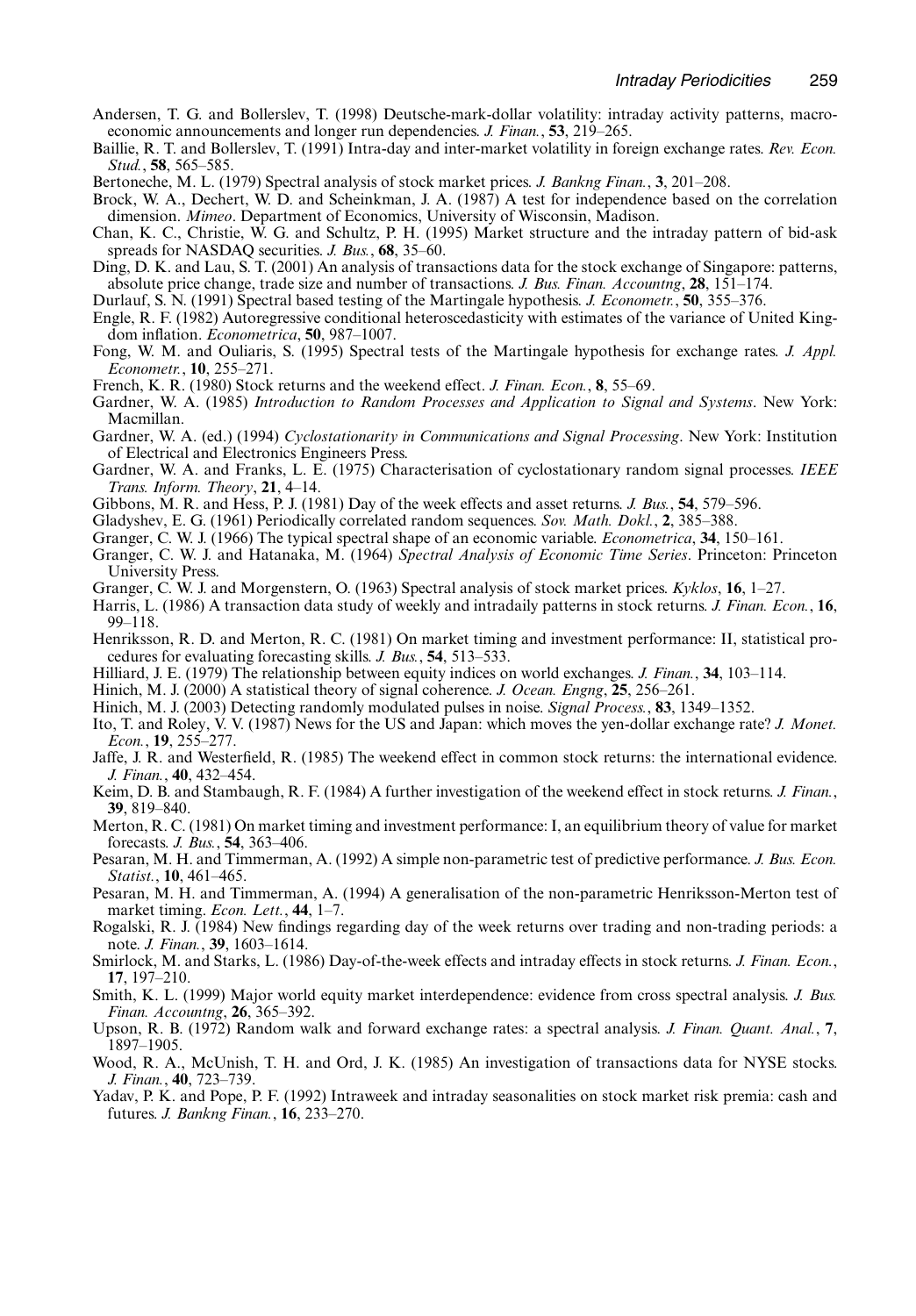Andersen, T. G. and Bollerslev, T. (1998) Deutsche-mark-dollar volatility: intraday activity patterns, macroeconomic announcements and longer run dependencies. *J. Finan.*, **53**, 219–265.

Baillie, R. T. and Bollerslev, T. (1991) Intra-day and inter-market volatility in foreign exchange rates. *Rev. Econ. Stud.*, **58**, 565–585.

Bertoneche, M. L. (1979) Spectral analysis of stock market prices. *J. Bankng Finan.*, **3**, 201–208.

Brock, W. A., Dechert, W. D. and Scheinkman, J. A. (1987) A test for independence based on the correlation dimension. *Mimeo*. Department of Economics, University of Wisconsin, Madison.

Chan, K. C., Christie, W. G. and Schultz, P. H. (1995) Market structure and the intraday pattern of bid-ask spreads for NASDAQ securities. *J. Bus.*, **68**, 35–60.

Ding, D. K. and Lau, S. T. (2001) An analysis of transactions data for the stock exchange of Singapore: patterns, absolute price change, trade size and number of transactions. *J. Bus. Finan. Accountng*, **28**, 151–174.

Durlauf, S. N. (1991) Spectral based testing of the Martingale hypothesis. *J. Econometr.*, **50**, 355–376.

Engle, R. F. (1982) Autoregressive conditional heteroscedasticity with estimates of the variance of United Kingdom inflation. *Econometrica*, **50**, 987–1007.

Fong, W. M. and Ouliaris, S. (1995) Spectral tests of the Martingale hypothesis for exchange rates. *J. Appl. Econometr.*, **10**, 255–271.

French, K. R. (1980) Stock returns and the weekend effect. *J. Finan. Econ.*, **8**, 55–69.

Gardner, W. A. (1985) *Introduction to Random Processes and Application to Signal and Systems*. New York: Macmillan.

Gardner, W. A. (ed.) (1994) *Cyclostationarity in Communications and Signal Processing*. New York: Institution of Electrical and Electronics Engineers Press.

Gardner, W. A. and Franks, L. E. (1975) Characterisation of cyclostationary random signal processes. *IEEE Trans. Inform. Theory*, **21**, 4–14.

Gibbons, M. R. and Hess, P. J. (1981) Day of the week effects and asset returns. *J. Bus.*, **54**, 579–596.

Gladyshev, E. G. (1961) Periodically correlated random sequences. *Sov. Math. Dokl.*, **2**, 385–388.

Granger, C. W. J. (1966) The typical spectral shape of an economic variable. *Econometrica*, **34**, 150–161.

Granger, C. W. J. and Hatanaka, M. (1964) *Spectral Analysis of Economic Time Series*. Princeton: Princeton University Press.

Granger, C. W. J. and Morgenstern, O. (1963) Spectral analysis of stock market prices. *Kyklos*, **16**, 1–27.

Harris, L. (1986) A transaction data study of weekly and intradaily patterns in stock returns. *J. Finan. Econ.*, **16**, 99–118.

Henriksson, R. D. and Merton, R. C. (1981) On market timing and investment performance: II, statistical procedures for evaluating forecasting skills. *J. Bus.*, **54**, 513–533.

Hilliard, J. E. (1979) The relationship between equity indices on world exchanges. *J. Finan.*, **34**, 103–114.

Hinich, M. J. (2000) A statistical theory of signal coherence. *J. Ocean. Engng*, **25**, 256–261.

Hinich, M. J. (2003) Detecting randomly modulated pulses in noise. *Signal Process.*, **83**, 1349–1352.

Ito, T. and Roley, V. V. (1987) News for the US and Japan: which moves the yen-dollar exchange rate? *J. Monet. Econ.*, **19**, 255–277.

Jaffe, J. R. and Westerfield, R. (1985) The weekend effect in common stock returns: the international evidence. *J. Finan.*, **40**, 432–454.

Keim, D. B. and Stambaugh, R. F. (1984) A further investigation of the weekend effect in stock returns. *J. Finan.*, **39**, 819–840.

Merton, R. C. (1981) On market timing and investment performance: I, an equilibrium theory of value for market forecasts. *J. Bus.*, **54**, 363–406.

Pesaran, M. H. and Timmerman, A. (1992) A simple non-parametric test of predictive performance. *J. Bus. Econ. Statist.*, **10**, 461–465.

Pesaran, M. H. and Timmerman, A. (1994) A generalisation of the non-parametric Henriksson-Merton test of market timing. *Econ. Lett.*, **44**, 1–7.

Rogalski, R. J. (1984) New findings regarding day of the week returns over trading and non-trading periods: a note. *J. Finan.*, **39**, 1603–1614.

Smirlock, M. and Starks, L. (1986) Day-of-the-week effects and intraday effects in stock returns. *J. Finan. Econ.*, **17**, 197–210.

Smith, K. L. (1999) Major world equity market interdependence: evidence from cross spectral analysis. *J. Bus. Finan. Accountng*, **26**, 365–392.

Upson, R. B. (1972) Random walk and forward exchange rates: a spectral analysis. *J. Finan. Quant. Anal.*, **7**, 1897–1905.

Wood, R. A., McUnish, T. H. and Ord, J. K. (1985) An investigation of transactions data for NYSE stocks. *J. Finan.*, **40**, 723–739.

Yadav, P. K. and Pope, P. F. (1992) Intraweek and intraday seasonalities on stock market risk premia: cash and futures. *J. Bankng Finan.*, **16**, 233–270.